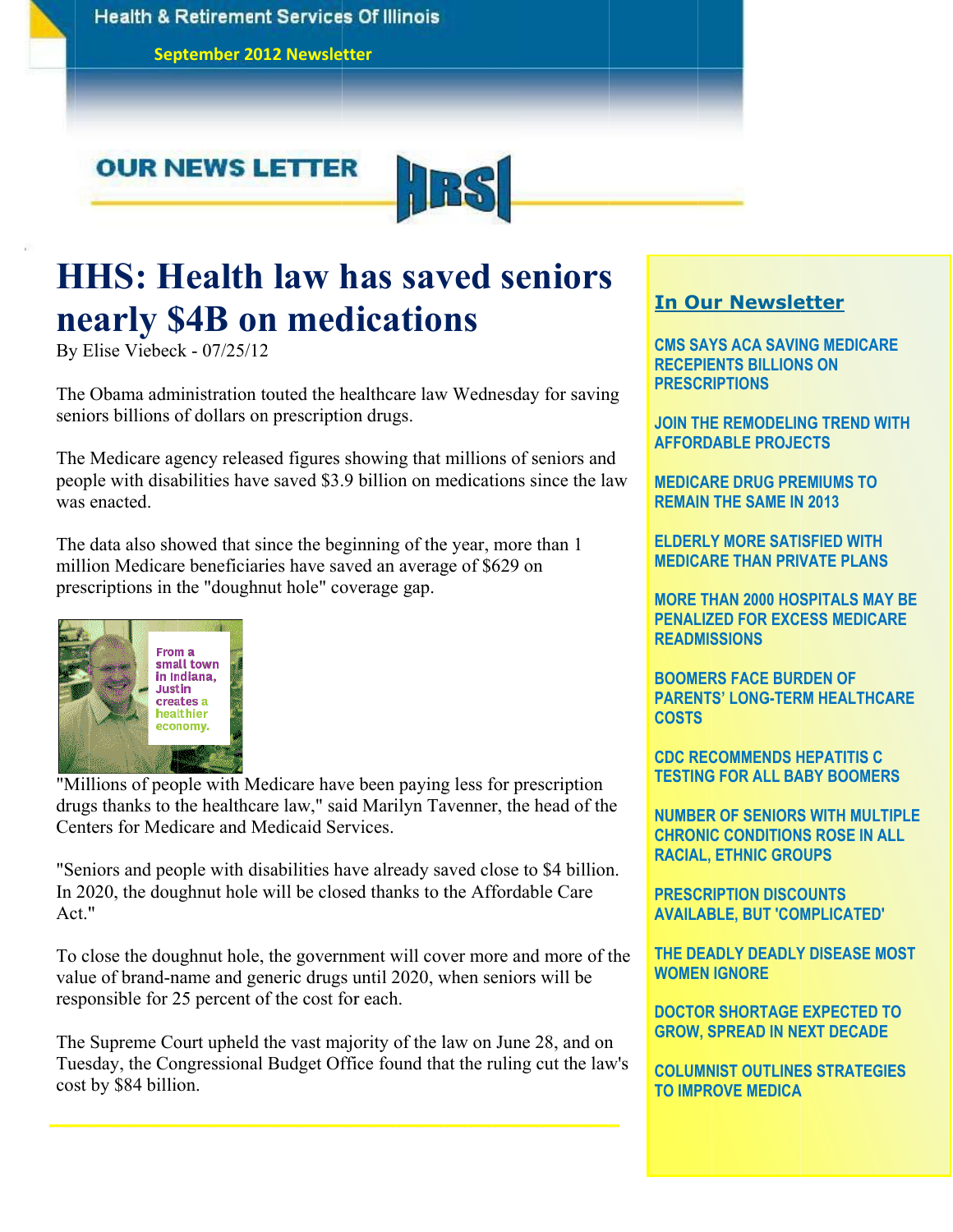Health & Retirement Services Of Illinois

September 2012 Newsletter

OUR NEWS LETTER

HRSI

# HHS: Health law has saved seniors nearly $4B on medications

By Elise Viebeck - 07/25/12

The Obama administration touted the healthcare law Wednesday for saving seniors billions of dollars on prescription drugs.

The Medicare agency released figures showing that millions of seniors and people with disabilities have saved $3.9 billion on medications since the law was enacted.

The data also showed that since the beginning of the year, more than 1 million Medicare beneficiaries have saved an average of $629 on prescriptions in the "doughnut hole" coverage gap.

"Millions of people with Medicare have been paying less for prescription drugs thanks to the healthcare law," said Marilyn Tavenner, the head of the Centers for Medicare and Medicaid Services.

"Seniors and people with disabilities have already saved close to $4 billion. In 2020, the doughnut hole will be closed thanks to the Affordable Care Act."

To close the doughnut hole, the government will cover more and more of the value of brand-name and generic drugs until 2020, when seniors will be responsible for 25 percent of the cost for each.

The Supreme Court upheld the vast majority of the law on June 28, and on Tuesday, the Congressional Budget Office found that the ruling cut the law's cost by $84 billion.

## In Our Newsletter

- CMS SAYS ACA SAVING MEDICARE RECEPIENTS BILLIONS ON PRESCRIPTIONS
- JOIN THE REMODELING TREND WITH AFFORDABLE PROJECTS
- MEDICARE DRUG PREMIUMS TO REMAIN THE SAME IN 2013
- ELDERLY MORE SATISFIED WITH MEDICARE THAN PRIVATE PLANS
- MORE THAN 2000 HOSPITALS MAY BE PENALIZED FOR EXCESS MEDICARE READMISSIONS
- BOOMERS FACE BURDEN OF PARENTS' LONG-TERM HEALTHCARE COSTS
- CDC RECOMMENDS HEPATITIS C TESTING FOR ALL BABY BOOMERS
- NUMBER OF SENIORS WITH MULTIPLE CHRONIC CONDITIONS ROSE IN ALL RACIAL, ETHNIC GROUPS
- PRESCRIPTION DISCOUNTS AVAILABLE, BUT 'COMPLICATED'
- THE DEADLY DEADLY DISEASE MOST WOMEN IGNORE
- DOCTOR SHORTAGE EXPECTED TO GROW, SPREAD IN NEXT DECADE
- COLUMNIST OUTLINES STRATEGIES TO IMPROVE MEDICA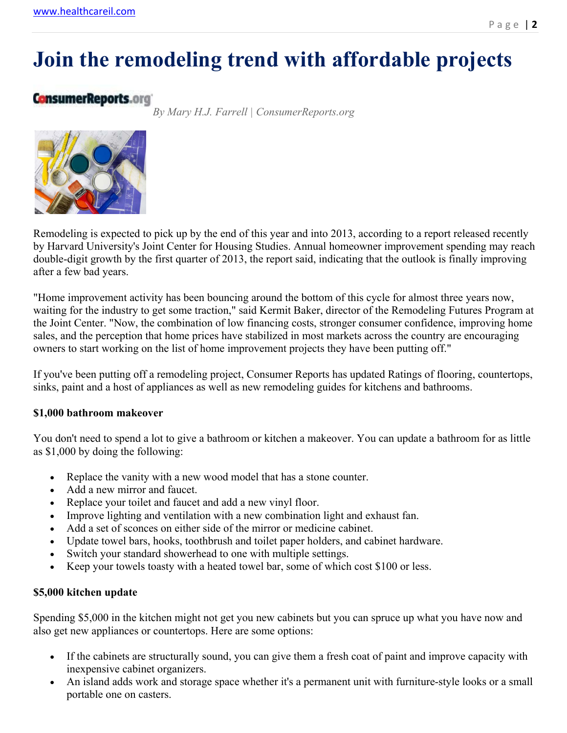# Join the remodeling trend with affordable projects

ConsumerReports.org

*By Mary H.J. Farrell | ConsumerReports.org*

Remodeling is expected to pick up by the end of this year and into 2013, according to a report released recently by Harvard University's Joint Center for Housing Studies. Annual homeowner improvement spending may reach double-digit growth by the first quarter of 2013, the report said, indicating that the outlook is finally improving after a few bad years.

"Home improvement activity has been bouncing around the bottom of this cycle for almost three years now, waiting for the industry to get some traction," said Kermit Baker, director of the Remodeling Futures Program at the Joint Center. "Now, the combination of low financing costs, stronger consumer confidence, improving home sales, and the perception that home prices have stabilized in most markets across the country are encouraging owners to start working on the list of home improvement projects they have been putting off."

If you've been putting off a remodeling project, Consumer Reports has updated Ratings of flooring, countertops, sinks, paint and a host of appliances as well as new remodeling guides for kitchens and bathrooms.

**$1,000 bathroom makeover**

You don't need to spend a lot to give a bathroom or kitchen a makeover. You can update a bathroom for as little as $1,000 by doing the following:

- Replace the vanity with a new wood model that has a stone counter.
- Add a new mirror and faucet.
- Replace your toilet and faucet and add a new vinyl floor.
- Improve lighting and ventilation with a new combination light and exhaust fan.
- Add a set of sconces on either side of the mirror or medicine cabinet.
- Update towel bars, hooks, toothbrush and toilet paper holders, and cabinet hardware.
- Switch your standard showerhead to one with multiple settings.
- Keep your towels toasty with a heated towel bar, some of which cost $100 or less.

**$5,000 kitchen update**

Spending $5,000 in the kitchen might not get you new cabinets but you can spruce up what you have now and also get new appliances or countertops. Here are some options:

- If the cabinets are structurally sound, you can give them a fresh coat of paint and improve capacity with inexpensive cabinet organizers.
- An island adds work and storage space whether it's a permanent unit with furniture-style looks or a small portable one on casters.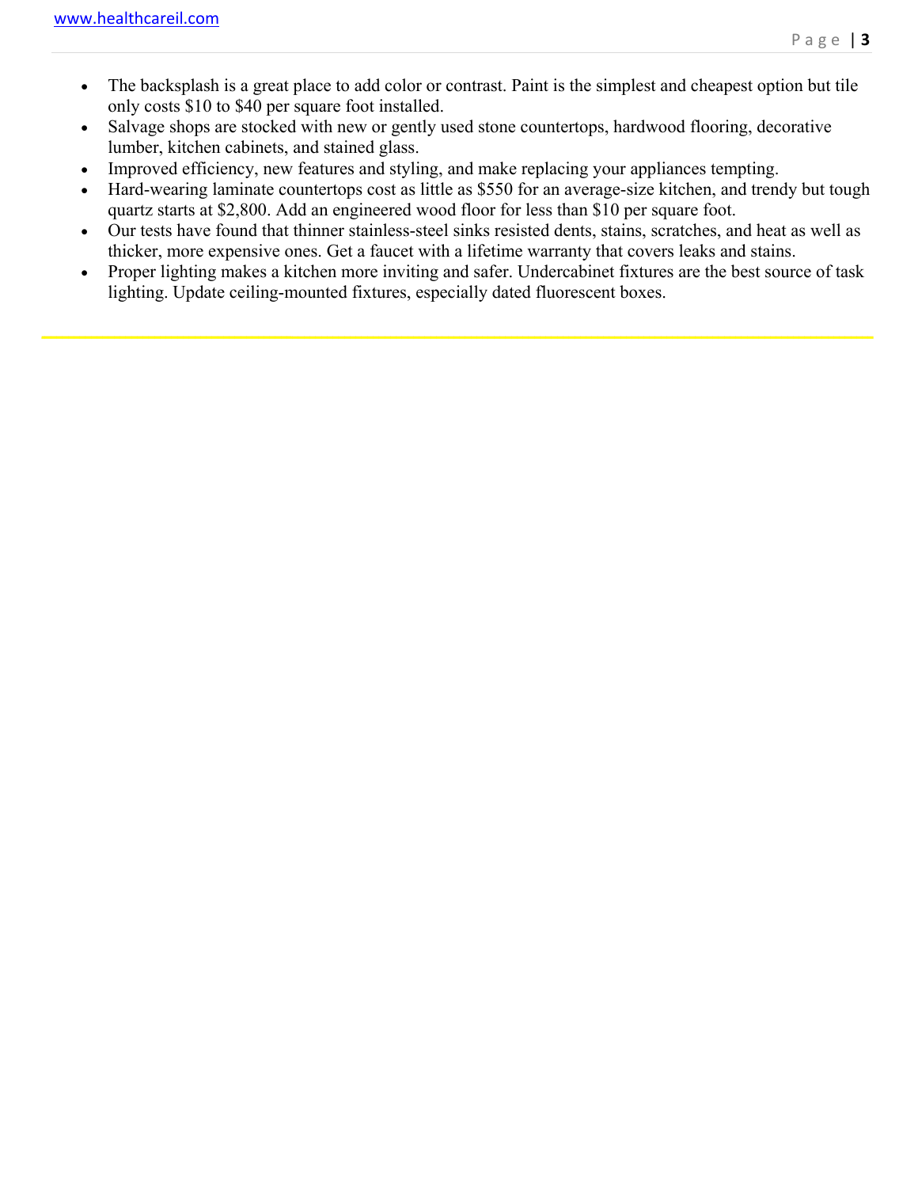- The backsplash is a great place to add color or contrast. Paint is the simplest and cheapest option but tile only costs $10 to $40 per square foot installed.
- Salvage shops are stocked with new or gently used stone countertops, hardwood flooring, decorative lumber, kitchen cabinets, and stained glass.
- Improved efficiency, new features and styling, and make replacing your appliances tempting.
- Hard-wearing laminate countertops cost as little as $550 for an average-size kitchen, and trendy but tough quartz starts at $2,800. Add an engineered wood floor for less than $10 per square foot.
- Our tests have found that thinner stainless-steel sinks resisted dents, stains, scratches, and heat as well as thicker, more expensive ones. Get a faucet with a lifetime warranty that covers leaks and stains.
- Proper lighting makes a kitchen more inviting and safer. Undercabinet fixtures are the best source of task lighting. Update ceiling-mounted fixtures, especially dated fluorescent boxes.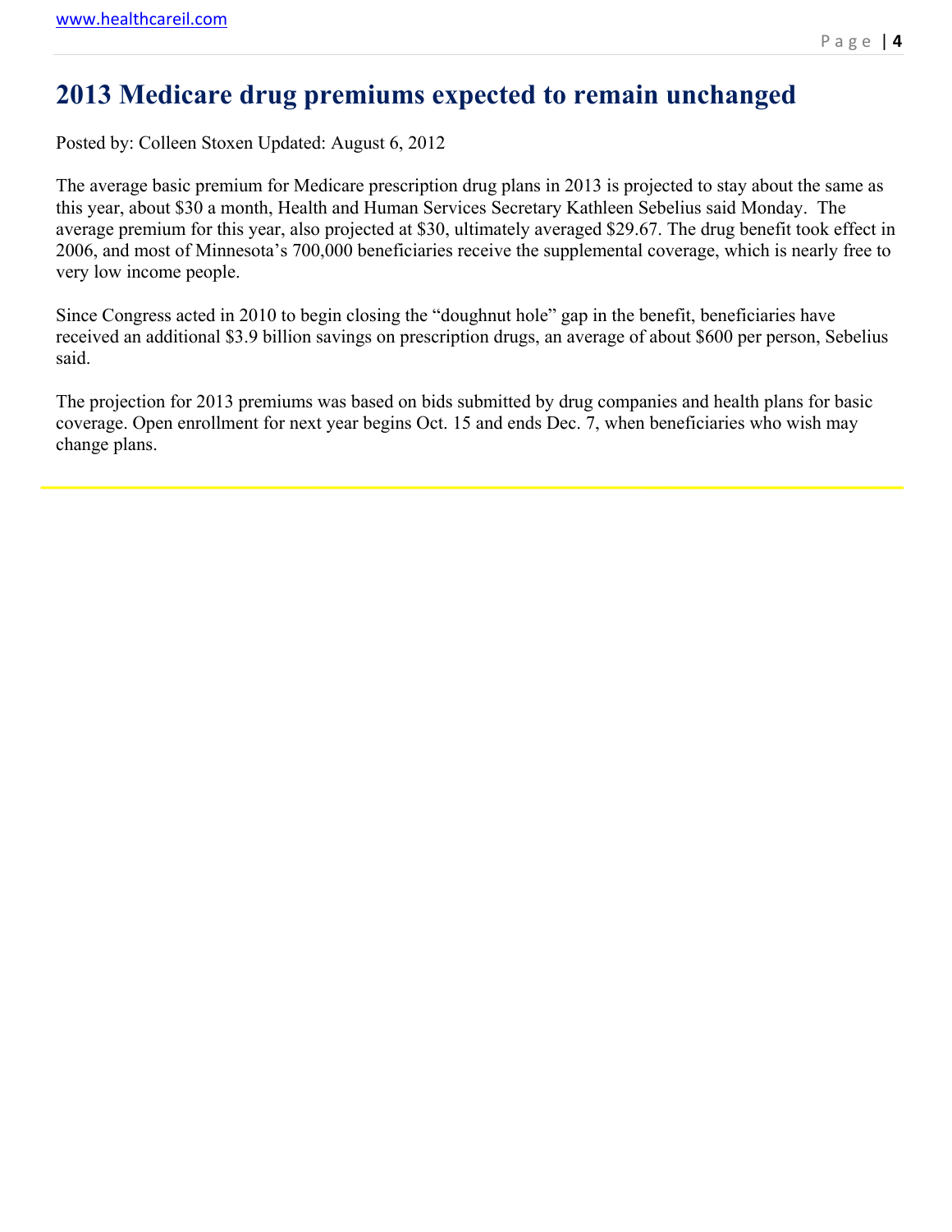# 2013 Medicare drug premiums expected to remain unchanged

Posted by: Colleen Stoxen Updated: August 6, 2012

The average basic premium for Medicare prescription drug plans in 2013 is projected to stay about the same as this year, about $30 a month, Health and Human Services Secretary Kathleen Sebelius said Monday. The average premium for this year, also projected at $30, ultimately averaged $29.67. The drug benefit took effect in 2006, and most of Minnesota's 700,000 beneficiaries receive the supplemental coverage, which is nearly free to very low income people.

Since Congress acted in 2010 to begin closing the "doughnut hole" gap in the benefit, beneficiaries have received an additional $3.9 billion savings on prescription drugs, an average of about $600 per person, Sebelius said.

The projection for 2013 premiums was based on bids submitted by drug companies and health plans for basic coverage. Open enrollment for next year begins Oct. 15 and ends Dec. 7, when beneficiaries who wish may change plans.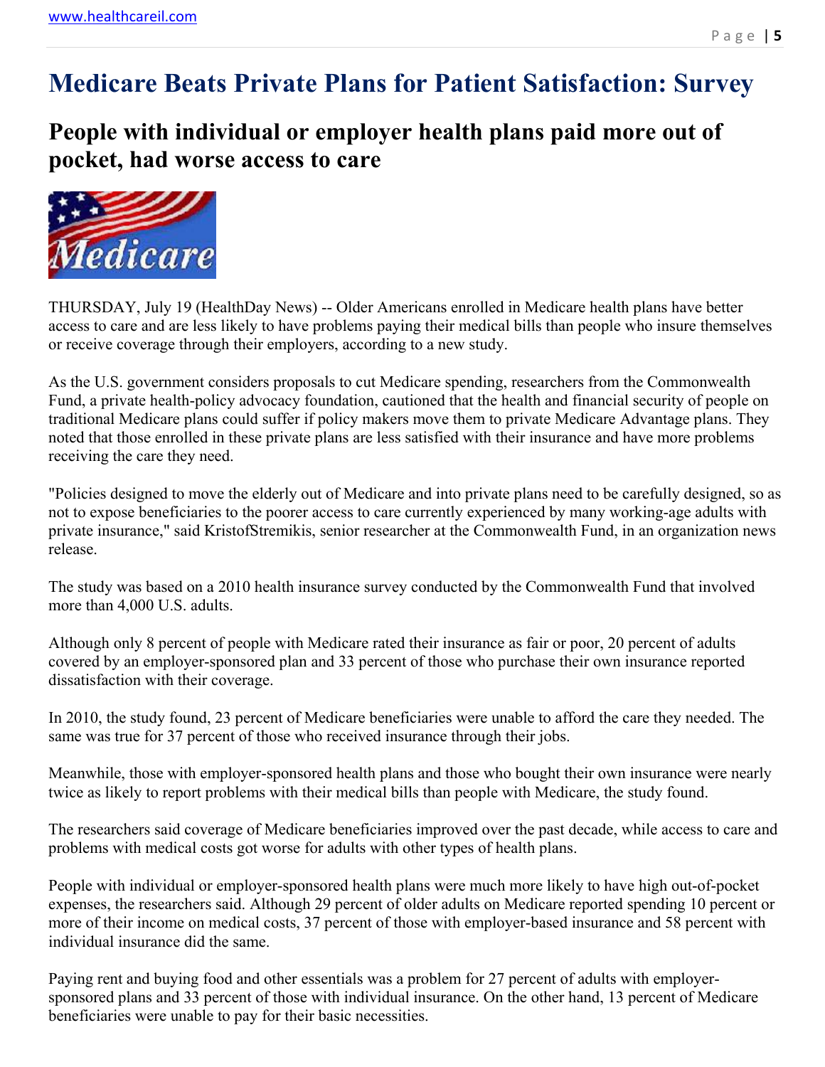# Medicare Beats Private Plans for Patient Satisfaction: Survey

## People with individual or employer health plans paid more out of pocket, had worse access to care

THURSDAY, July 19 (HealthDay News) -- Older Americans enrolled in Medicare health plans have better access to care and are less likely to have problems paying their medical bills than people who insure themselves or receive coverage through their employers, according to a new study.

As the U.S. government considers proposals to cut Medicare spending, researchers from the Commonwealth Fund, a private health-policy advocacy foundation, cautioned that the health and financial security of people on traditional Medicare plans could suffer if policy makers move them to private Medicare Advantage plans. They noted that those enrolled in these private plans are less satisfied with their insurance and have more problems receiving the care they need.

"Policies designed to move the elderly out of Medicare and into private plans need to be carefully designed, so as not to expose beneficiaries to the poorer access to care currently experienced by many working-age adults with private insurance," said KristofStremikis, senior researcher at the Commonwealth Fund, in an organization news release.

The study was based on a 2010 health insurance survey conducted by the Commonwealth Fund that involved more than 4,000 U.S. adults.

Although only 8 percent of people with Medicare rated their insurance as fair or poor, 20 percent of adults covered by an employer-sponsored plan and 33 percent of those who purchase their own insurance reported dissatisfaction with their coverage.

In 2010, the study found, 23 percent of Medicare beneficiaries were unable to afford the care they needed. The same was true for 37 percent of those who received insurance through their jobs.

Meanwhile, those with employer-sponsored health plans and those who bought their own insurance were nearly twice as likely to report problems with their medical bills than people with Medicare, the study found.

The researchers said coverage of Medicare beneficiaries improved over the past decade, while access to care and problems with medical costs got worse for adults with other types of health plans.

People with individual or employer-sponsored health plans were much more likely to have high out-of-pocket expenses, the researchers said. Although 29 percent of older adults on Medicare reported spending 10 percent or more of their income on medical costs, 37 percent of those with employer-based insurance and 58 percent with individual insurance did the same.

Paying rent and buying food and other essentials was a problem for 27 percent of adults with employer-sponsored plans and 33 percent of those with individual insurance. On the other hand, 13 percent of Medicare beneficiaries were unable to pay for their basic necessities.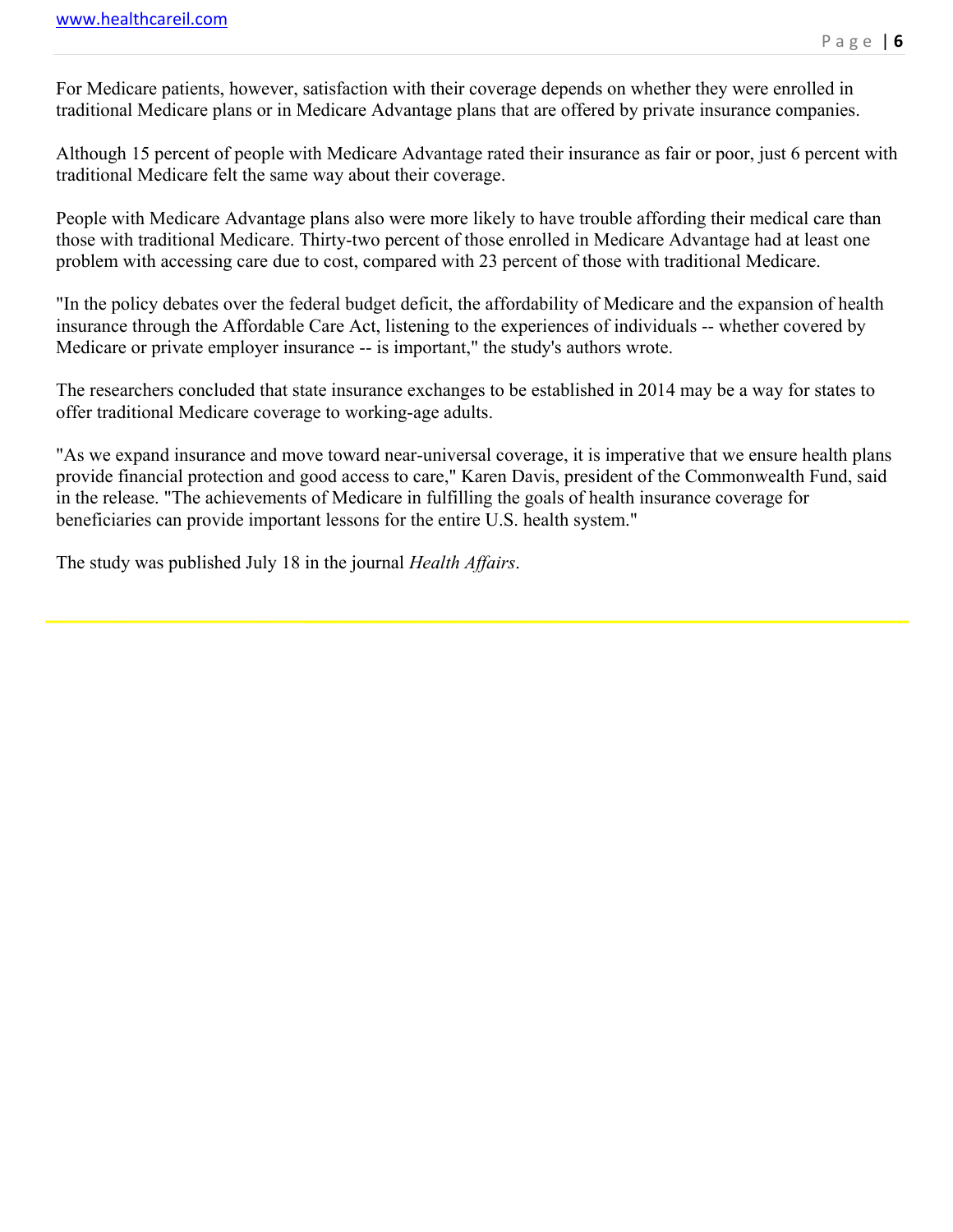For Medicare patients, however, satisfaction with their coverage depends on whether they were enrolled in traditional Medicare plans or in Medicare Advantage plans that are offered by private insurance companies.

Although 15 percent of people with Medicare Advantage rated their insurance as fair or poor, just 6 percent with traditional Medicare felt the same way about their coverage.

People with Medicare Advantage plans also were more likely to have trouble affording their medical care than those with traditional Medicare. Thirty-two percent of those enrolled in Medicare Advantage had at least one problem with accessing care due to cost, compared with 23 percent of those with traditional Medicare.

"In the policy debates over the federal budget deficit, the affordability of Medicare and the expansion of health insurance through the Affordable Care Act, listening to the experiences of individuals -- whether covered by Medicare or private employer insurance -- is important," the study's authors wrote.

The researchers concluded that state insurance exchanges to be established in 2014 may be a way for states to offer traditional Medicare coverage to working-age adults.

"As we expand insurance and move toward near-universal coverage, it is imperative that we ensure health plans provide financial protection and good access to care," Karen Davis, president of the Commonwealth Fund, said in the release. "The achievements of Medicare in fulfilling the goals of health insurance coverage for beneficiaries can provide important lessons for the entire U.S. health system."

The study was published July 18 in the journal *Health Affairs*.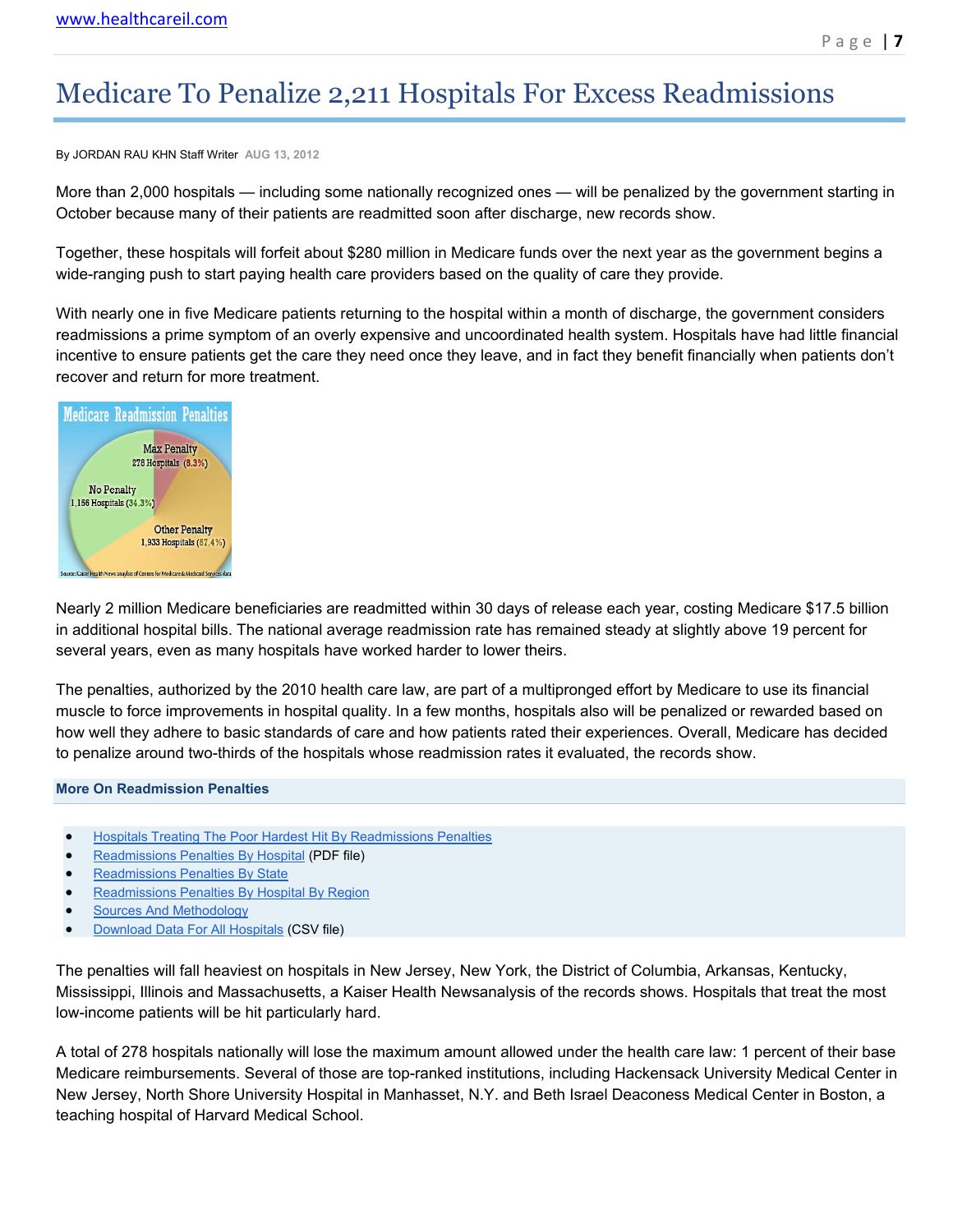# Medicare To Penalize 2,211 Hospitals For Excess Readmissions

By JORDAN RAU KHN Staff Writer AUG 13, 2012

More than 2,000 hospitals — including some nationally recognized ones — will be penalized by the government starting in October because many of their patients are readmitted soon after discharge, new records show.

Together, these hospitals will forfeit about $280 million in Medicare funds over the next year as the government begins a wide-ranging push to start paying health care providers based on the quality of care they provide.

With nearly one in five Medicare patients returning to the hospital within a month of discharge, the government considers readmissions a prime symptom of an overly expensive and uncoordinated health system. Hospitals have had little financial incentive to ensure patients get the care they need once they leave, and in fact they benefit financially when patients don't recover and return for more treatment.

Medicare Readmission Penalties

Max Penalty 278 Hospitals (8.3%)

No Penalty 1,156 Hospitals (34.3%)

Other Penalty 1,933 Hospitals (57.4%)

Source: Kaiser Health News analysis of Centers for Medicare & Medicaid Services data

Nearly 2 million Medicare beneficiaries are readmitted within 30 days of release each year, costing Medicare $17.5 billion in additional hospital bills. The national average readmission rate has remained steady at slightly above 19 percent for several years, even as many hospitals have worked harder to lower theirs.

The penalties, authorized by the 2010 health care law, are part of a multipronged effort by Medicare to use its financial muscle to force improvements in hospital quality. In a few months, hospitals also will be penalized or rewarded based on how well they adhere to basic standards of care and how patients rated their experiences. Overall, Medicare has decided to penalize around two-thirds of the hospitals whose readmission rates it evaluated, the records show.

**More On Readmission Penalties**

- Hospitals Treating The Poor Hardest Hit By Readmissions Penalties
- Readmissions Penalties By Hospital (PDF file)
- Readmissions Penalties By State
- Readmissions Penalties By Hospital By Region
- Sources And Methodology
- Download Data For All Hospitals (CSV file)

The penalties will fall heaviest on hospitals in New Jersey, New York, the District of Columbia, Arkansas, Kentucky, Mississippi, Illinois and Massachusetts, a Kaiser Health Newsanalysis of the records shows. Hospitals that treat the most low-income patients will be hit particularly hard.

A total of 278 hospitals nationally will lose the maximum amount allowed under the health care law: 1 percent of their base Medicare reimbursements. Several of those are top-ranked institutions, including Hackensack University Medical Center in New Jersey, North Shore University Hospital in Manhasset, N.Y. and Beth Israel Deaconess Medical Center in Boston, a teaching hospital of Harvard Medical School.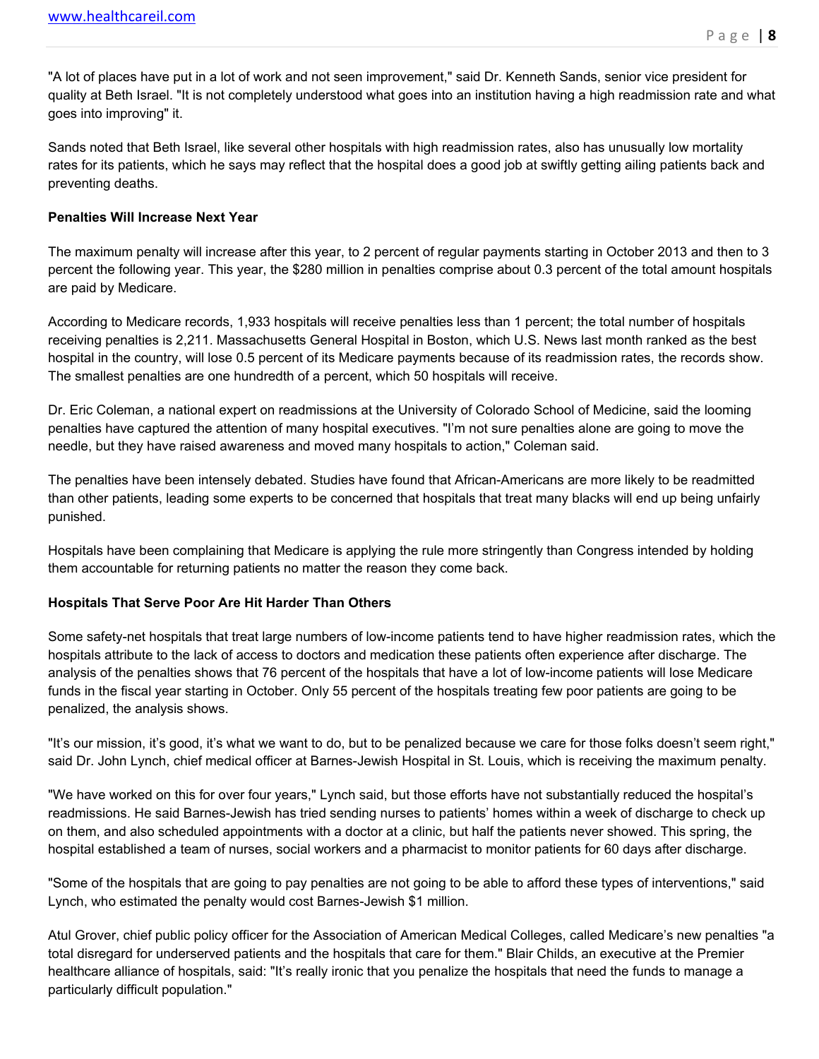"A lot of places have put in a lot of work and not seen improvement," said Dr. Kenneth Sands, senior vice president for quality at Beth Israel. "It is not completely understood what goes into an institution having a high readmission rate and what goes into improving" it.

Sands noted that Beth Israel, like several other hospitals with high readmission rates, also has unusually low mortality rates for its patients, which he says may reflect that the hospital does a good job at swiftly getting ailing patients back and preventing deaths.

**Penalties Will Increase Next Year**

The maximum penalty will increase after this year, to 2 percent of regular payments starting in October 2013 and then to 3 percent the following year. This year, the $280 million in penalties comprise about 0.3 percent of the total amount hospitals are paid by Medicare.

According to Medicare records, 1,933 hospitals will receive penalties less than 1 percent; the total number of hospitals receiving penalties is 2,211. Massachusetts General Hospital in Boston, which U.S. News last month ranked as the best hospital in the country, will lose 0.5 percent of its Medicare payments because of its readmission rates, the records show. The smallest penalties are one hundredth of a percent, which 50 hospitals will receive.

Dr. Eric Coleman, a national expert on readmissions at the University of Colorado School of Medicine, said the looming penalties have captured the attention of many hospital executives. "I'm not sure penalties alone are going to move the needle, but they have raised awareness and moved many hospitals to action," Coleman said.

The penalties have been intensely debated. Studies have found that African-Americans are more likely to be readmitted than other patients, leading some experts to be concerned that hospitals that treat many blacks will end up being unfairly punished.

Hospitals have been complaining that Medicare is applying the rule more stringently than Congress intended by holding them accountable for returning patients no matter the reason they come back.

**Hospitals That Serve Poor Are Hit Harder Than Others**

Some safety-net hospitals that treat large numbers of low-income patients tend to have higher readmission rates, which the hospitals attribute to the lack of access to doctors and medication these patients often experience after discharge. The analysis of the penalties shows that 76 percent of the hospitals that have a lot of low-income patients will lose Medicare funds in the fiscal year starting in October. Only 55 percent of the hospitals treating few poor patients are going to be penalized, the analysis shows.

"It's our mission, it's good, it's what we want to do, but to be penalized because we care for those folks doesn't seem right," said Dr. John Lynch, chief medical officer at Barnes-Jewish Hospital in St. Louis, which is receiving the maximum penalty.

"We have worked on this for over four years," Lynch said, but those efforts have not substantially reduced the hospital's readmissions. He said Barnes-Jewish has tried sending nurses to patients' homes within a week of discharge to check up on them, and also scheduled appointments with a doctor at a clinic, but half the patients never showed. This spring, the hospital established a team of nurses, social workers and a pharmacist to monitor patients for 60 days after discharge.

"Some of the hospitals that are going to pay penalties are not going to be able to afford these types of interventions," said Lynch, who estimated the penalty would cost Barnes-Jewish $1 million.

Atul Grover, chief public policy officer for the Association of American Medical Colleges, called Medicare's new penalties "a total disregard for underserved patients and the hospitals that care for them." Blair Childs, an executive at the Premier healthcare alliance of hospitals, said: "It's really ironic that you penalize the hospitals that need the funds to manage a particularly difficult population."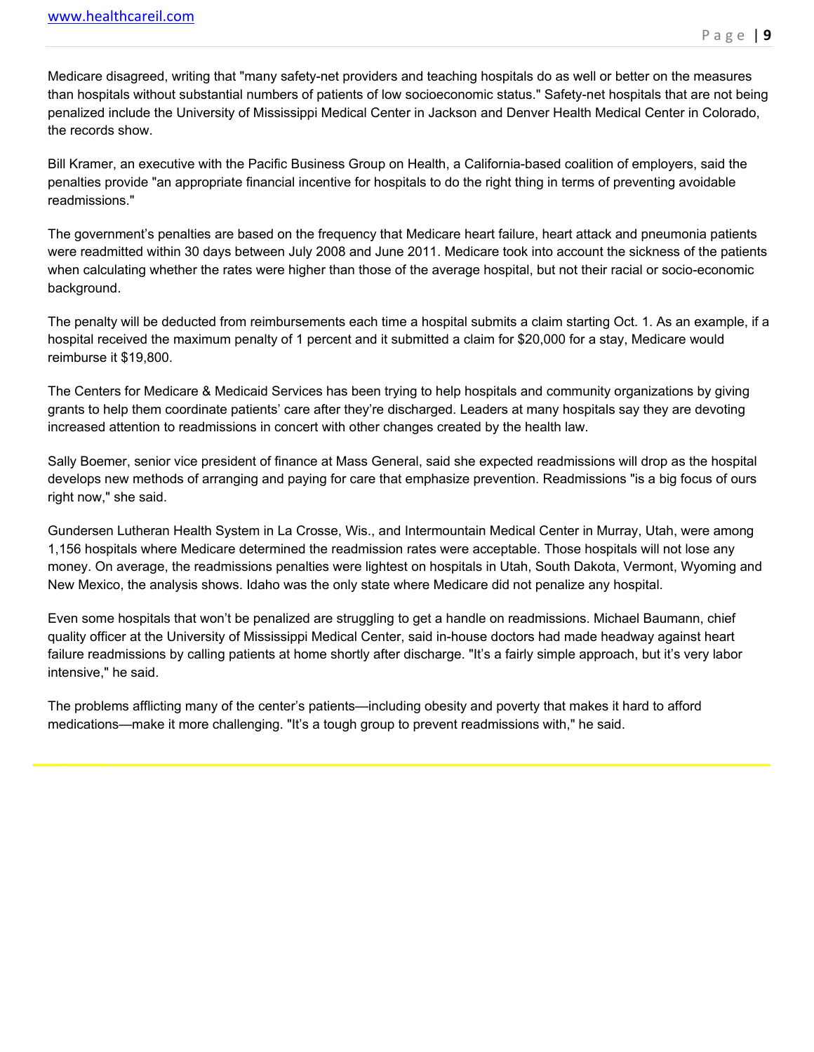Medicare disagreed, writing that "many safety-net providers and teaching hospitals do as well or better on the measures than hospitals without substantial numbers of patients of low socioeconomic status." Safety-net hospitals that are not being penalized include the University of Mississippi Medical Center in Jackson and Denver Health Medical Center in Colorado, the records show.

Bill Kramer, an executive with the Pacific Business Group on Health, a California-based coalition of employers, said the penalties provide "an appropriate financial incentive for hospitals to do the right thing in terms of preventing avoidable readmissions."

The government's penalties are based on the frequency that Medicare heart failure, heart attack and pneumonia patients were readmitted within 30 days between July 2008 and June 2011. Medicare took into account the sickness of the patients when calculating whether the rates were higher than those of the average hospital, but not their racial or socio-economic background.

The penalty will be deducted from reimbursements each time a hospital submits a claim starting Oct. 1. As an example, if a hospital received the maximum penalty of 1 percent and it submitted a claim for $20,000 for a stay, Medicare would reimburse it $19,800.

The Centers for Medicare & Medicaid Services has been trying to help hospitals and community organizations by giving grants to help them coordinate patients' care after they're discharged. Leaders at many hospitals say they are devoting increased attention to readmissions in concert with other changes created by the health law.

Sally Boemer, senior vice president of finance at Mass General, said she expected readmissions will drop as the hospital develops new methods of arranging and paying for care that emphasize prevention. Readmissions "is a big focus of ours right now," she said.

Gundersen Lutheran Health System in La Crosse, Wis., and Intermountain Medical Center in Murray, Utah, were among 1,156 hospitals where Medicare determined the readmission rates were acceptable. Those hospitals will not lose any money. On average, the readmissions penalties were lightest on hospitals in Utah, South Dakota, Vermont, Wyoming and New Mexico, the analysis shows. Idaho was the only state where Medicare did not penalize any hospital.

Even some hospitals that won't be penalized are struggling to get a handle on readmissions. Michael Baumann, chief quality officer at the University of Mississippi Medical Center, said in-house doctors had made headway against heart failure readmissions by calling patients at home shortly after discharge. "It's a fairly simple approach, but it's very labor intensive," he said.

The problems afflicting many of the center's patients—including obesity and poverty that makes it hard to afford medications—make it more challenging. "It's a tough group to prevent readmissions with," he said.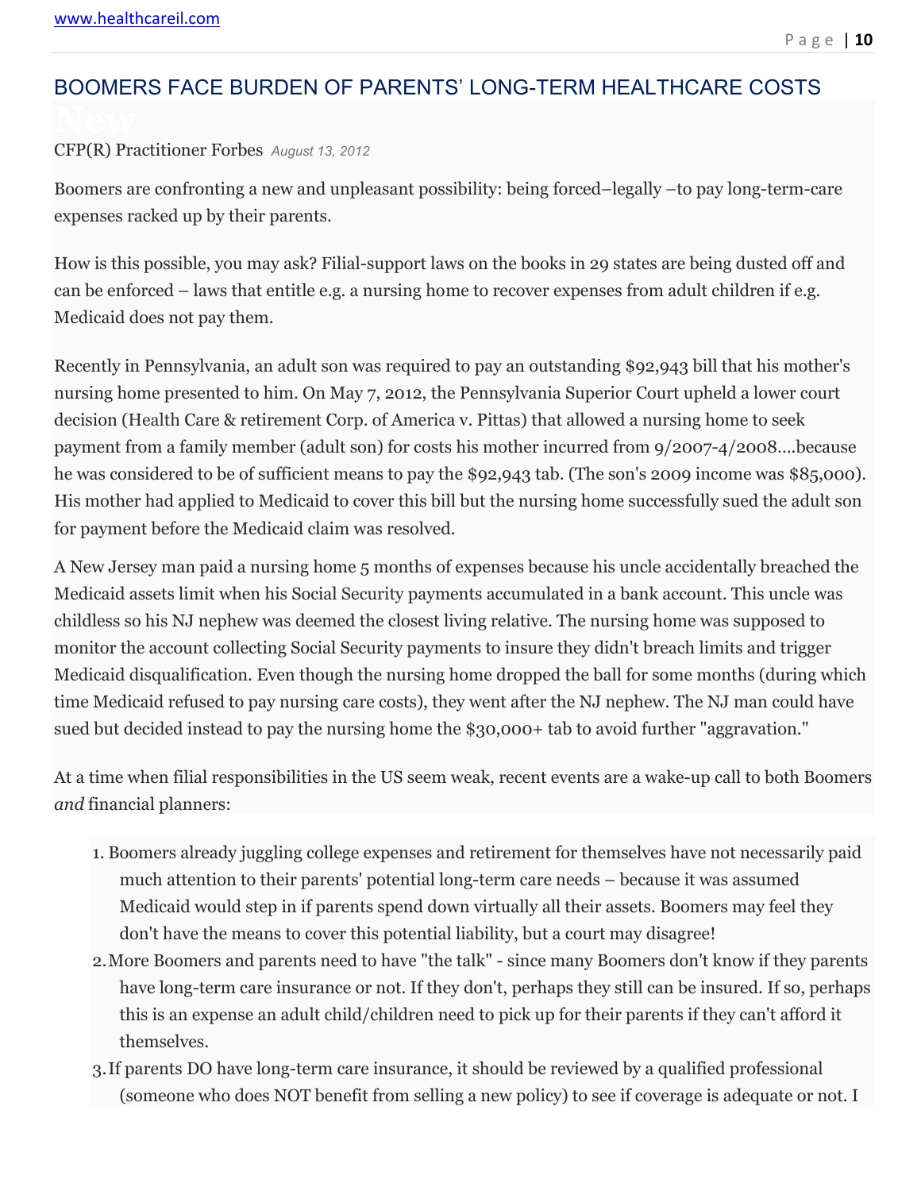# BOOMERS FACE BURDEN OF PARENTS' LONG-TERM HEALTHCARE COSTS

CFP(R) Practitioner Forbes *August 13, 2012*

Boomers are confronting a new and unpleasant possibility: being forced–legally –to pay long-term-care expenses racked up by their parents.

How is this possible, you may ask? Filial-support laws on the books in 29 states are being dusted off and can be enforced – laws that entitle e.g. a nursing home to recover expenses from adult children if e.g. Medicaid does not pay them.

Recently in Pennsylvania, an adult son was required to pay an outstanding $92,943 bill that his mother's nursing home presented to him. On May 7, 2012, the Pennsylvania Superior Court upheld a lower court decision (Health Care & retirement Corp. of America v. Pittas) that allowed a nursing home to seek payment from a family member (adult son) for costs his mother incurred from 9/2007-4/2008....because he was considered to be of sufficient means to pay the $92,943 tab. (The son's 2009 income was $85,000). His mother had applied to Medicaid to cover this bill but the nursing home successfully sued the adult son for payment before the Medicaid claim was resolved.

A New Jersey man paid a nursing home 5 months of expenses because his uncle accidentally breached the Medicaid assets limit when his Social Security payments accumulated in a bank account. This uncle was childless so his NJ nephew was deemed the closest living relative. The nursing home was supposed to monitor the account collecting Social Security payments to insure they didn't breach limits and trigger Medicaid disqualification. Even though the nursing home dropped the ball for some months (during which time Medicaid refused to pay nursing care costs), they went after the NJ nephew. The NJ man could have sued but decided instead to pay the nursing home the $30,000+ tab to avoid further "aggravation."

At a time when filial responsibilities in the US seem weak, recent events are a wake-up call to both Boomers *and* financial planners:

1. Boomers already juggling college expenses and retirement for themselves have not necessarily paid much attention to their parents' potential long-term care needs – because it was assumed Medicaid would step in if parents spend down virtually all their assets. Boomers may feel they don't have the means to cover this potential liability, but a court may disagree!
2. More Boomers and parents need to have "the talk" - since many Boomers don't know if they parents have long-term care insurance or not. If they don't, perhaps they still can be insured. If so, perhaps this is an expense an adult child/children need to pick up for their parents if they can't afford it themselves.
3. If parents DO have long-term care insurance, it should be reviewed by a qualified professional (someone who does NOT benefit from selling a new policy) to see if coverage is adequate or not. I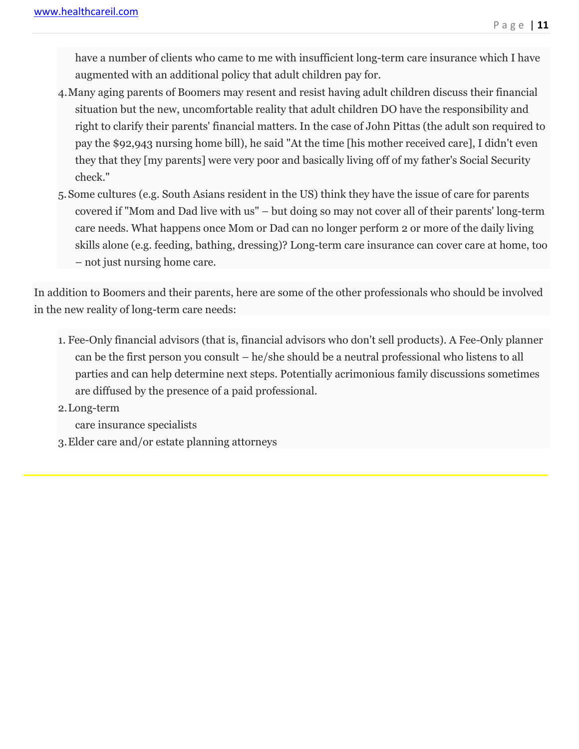have a number of clients who came to me with insufficient long-term care insurance which I have augmented with an additional policy that adult children pay for.

4. Many aging parents of Boomers may resent and resist having adult children discuss their financial situation but the new, uncomfortable reality that adult children DO have the responsibility and right to clarify their parents' financial matters. In the case of John Pittas (the adult son required to pay the $92,943 nursing home bill), he said "At the time [his mother received care], I didn't even they that they [my parents] were very poor and basically living off of my father's Social Security check."
5. Some cultures (e.g. South Asians resident in the US) think they have the issue of care for parents covered if "Mom and Dad live with us" – but doing so may not cover all of their parents' long-term care needs. What happens once Mom or Dad can no longer perform 2 or more of the daily living skills alone (e.g. feeding, bathing, dressing)? Long-term care insurance can cover care at home, too – not just nursing home care.

In addition to Boomers and their parents, here are some of the other professionals who should be involved in the new reality of long-term care needs:

1. Fee-Only financial advisors (that is, financial advisors who don't sell products). A Fee-Only planner can be the first person you consult – he/she should be a neutral professional who listens to all parties and can help determine next steps. Potentially acrimonious family discussions sometimes are diffused by the presence of a paid professional.
2. Long-term care insurance specialists
3. Elder care and/or estate planning attorneys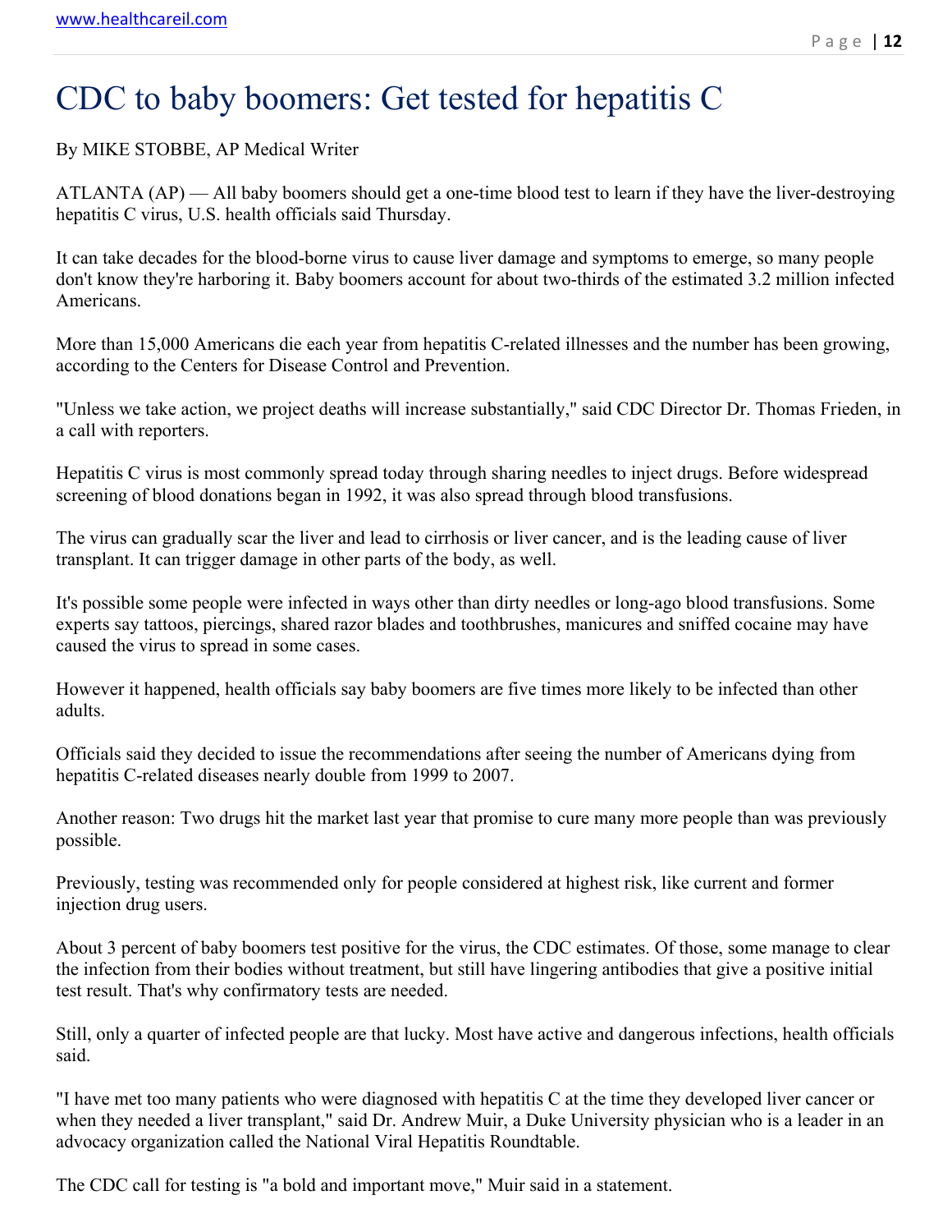# CDC to baby boomers: Get tested for hepatitis C

By MIKE STOBBE, AP Medical Writer

ATLANTA (AP) — All baby boomers should get a one-time blood test to learn if they have the liver-destroying hepatitis C virus, U.S. health officials said Thursday.

It can take decades for the blood-borne virus to cause liver damage and symptoms to emerge, so many people don't know they're harboring it. Baby boomers account for about two-thirds of the estimated 3.2 million infected Americans.

More than 15,000 Americans die each year from hepatitis C-related illnesses and the number has been growing, according to the Centers for Disease Control and Prevention.

"Unless we take action, we project deaths will increase substantially," said CDC Director Dr. Thomas Frieden, in a call with reporters.

Hepatitis C virus is most commonly spread today through sharing needles to inject drugs. Before widespread screening of blood donations began in 1992, it was also spread through blood transfusions.

The virus can gradually scar the liver and lead to cirrhosis or liver cancer, and is the leading cause of liver transplant. It can trigger damage in other parts of the body, as well.

It's possible some people were infected in ways other than dirty needles or long-ago blood transfusions. Some experts say tattoos, piercings, shared razor blades and toothbrushes, manicures and sniffed cocaine may have caused the virus to spread in some cases.

However it happened, health officials say baby boomers are five times more likely to be infected than other adults.

Officials said they decided to issue the recommendations after seeing the number of Americans dying from hepatitis C-related diseases nearly double from 1999 to 2007.

Another reason: Two drugs hit the market last year that promise to cure many more people than was previously possible.

Previously, testing was recommended only for people considered at highest risk, like current and former injection drug users.

About 3 percent of baby boomers test positive for the virus, the CDC estimates. Of those, some manage to clear the infection from their bodies without treatment, but still have lingering antibodies that give a positive initial test result. That's why confirmatory tests are needed.

Still, only a quarter of infected people are that lucky. Most have active and dangerous infections, health officials said.

"I have met too many patients who were diagnosed with hepatitis C at the time they developed liver cancer or when they needed a liver transplant," said Dr. Andrew Muir, a Duke University physician who is a leader in an advocacy organization called the National Viral Hepatitis Roundtable.

The CDC call for testing is "a bold and important move," Muir said in a statement.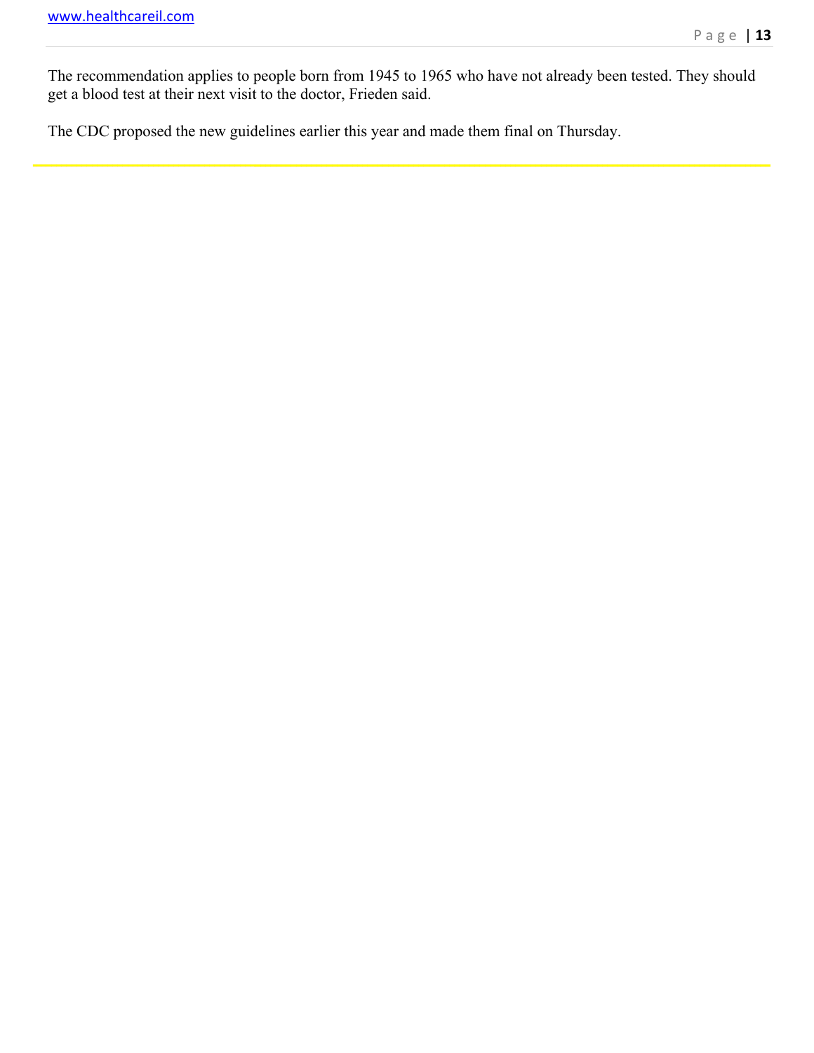The recommendation applies to people born from 1945 to 1965 who have not already been tested. They should get a blood test at their next visit to the doctor, Frieden said.

The CDC proposed the new guidelines earlier this year and made them final on Thursday.

---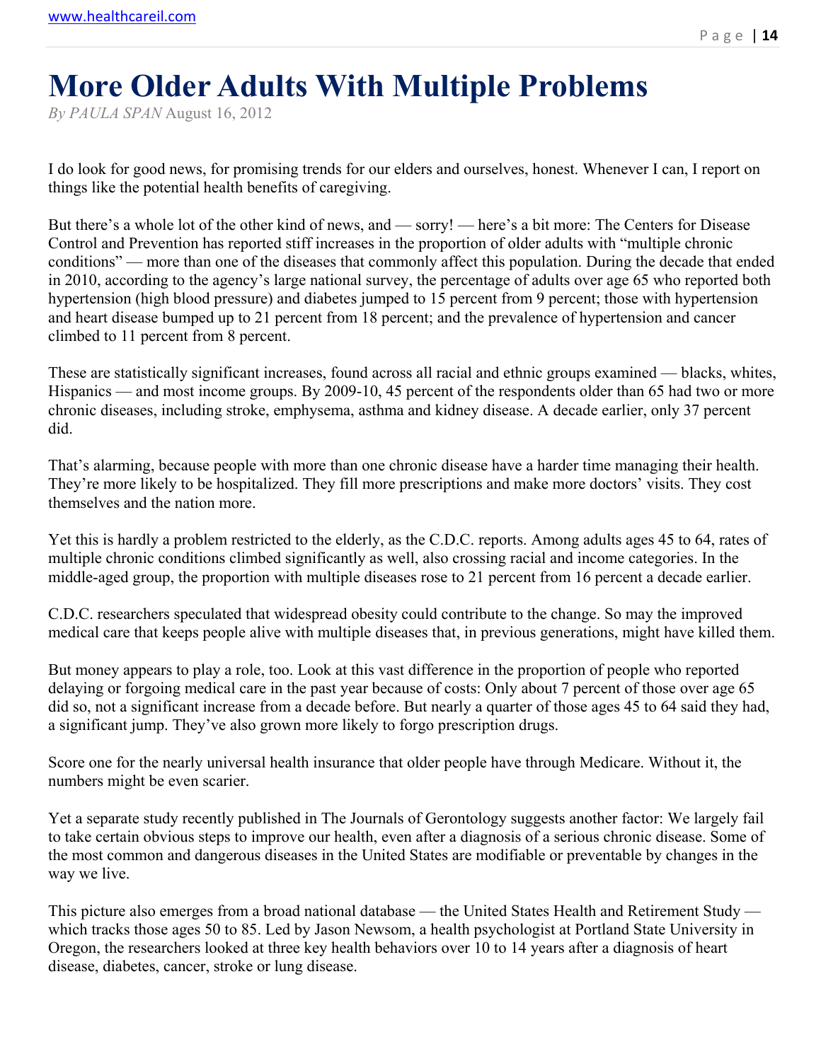# More Older Adults With Multiple Problems

*By PAULA SPAN* August 16, 2012

I do look for good news, for promising trends for our elders and ourselves, honest. Whenever I can, I report on things like the potential health benefits of caregiving.

But there's a whole lot of the other kind of news, and — sorry! — here's a bit more: The Centers for Disease Control and Prevention has reported stiff increases in the proportion of older adults with "multiple chronic conditions" — more than one of the diseases that commonly affect this population. During the decade that ended in 2010, according to the agency's large national survey, the percentage of adults over age 65 who reported both hypertension (high blood pressure) and diabetes jumped to 15 percent from 9 percent; those with hypertension and heart disease bumped up to 21 percent from 18 percent; and the prevalence of hypertension and cancer climbed to 11 percent from 8 percent.

These are statistically significant increases, found across all racial and ethnic groups examined — blacks, whites, Hispanics — and most income groups. By 2009-10, 45 percent of the respondents older than 65 had two or more chronic diseases, including stroke, emphysema, asthma and kidney disease. A decade earlier, only 37 percent did.

That's alarming, because people with more than one chronic disease have a harder time managing their health. They're more likely to be hospitalized. They fill more prescriptions and make more doctors' visits. They cost themselves and the nation more.

Yet this is hardly a problem restricted to the elderly, as the C.D.C. reports. Among adults ages 45 to 64, rates of multiple chronic conditions climbed significantly as well, also crossing racial and income categories. In the middle-aged group, the proportion with multiple diseases rose to 21 percent from 16 percent a decade earlier.

C.D.C. researchers speculated that widespread obesity could contribute to the change. So may the improved medical care that keeps people alive with multiple diseases that, in previous generations, might have killed them.

But money appears to play a role, too. Look at this vast difference in the proportion of people who reported delaying or forgoing medical care in the past year because of costs: Only about 7 percent of those over age 65 did so, not a significant increase from a decade before. But nearly a quarter of those ages 45 to 64 said they had, a significant jump. They've also grown more likely to forgo prescription drugs.

Score one for the nearly universal health insurance that older people have through Medicare. Without it, the numbers might be even scarier.

Yet a separate study recently published in The Journals of Gerontology suggests another factor: We largely fail to take certain obvious steps to improve our health, even after a diagnosis of a serious chronic disease. Some of the most common and dangerous diseases in the United States are modifiable or preventable by changes in the way we live.

This picture also emerges from a broad national database — the United States Health and Retirement Study — which tracks those ages 50 to 85. Led by Jason Newsom, a health psychologist at Portland State University in Oregon, the researchers looked at three key health behaviors over 10 to 14 years after a diagnosis of heart disease, diabetes, cancer, stroke or lung disease.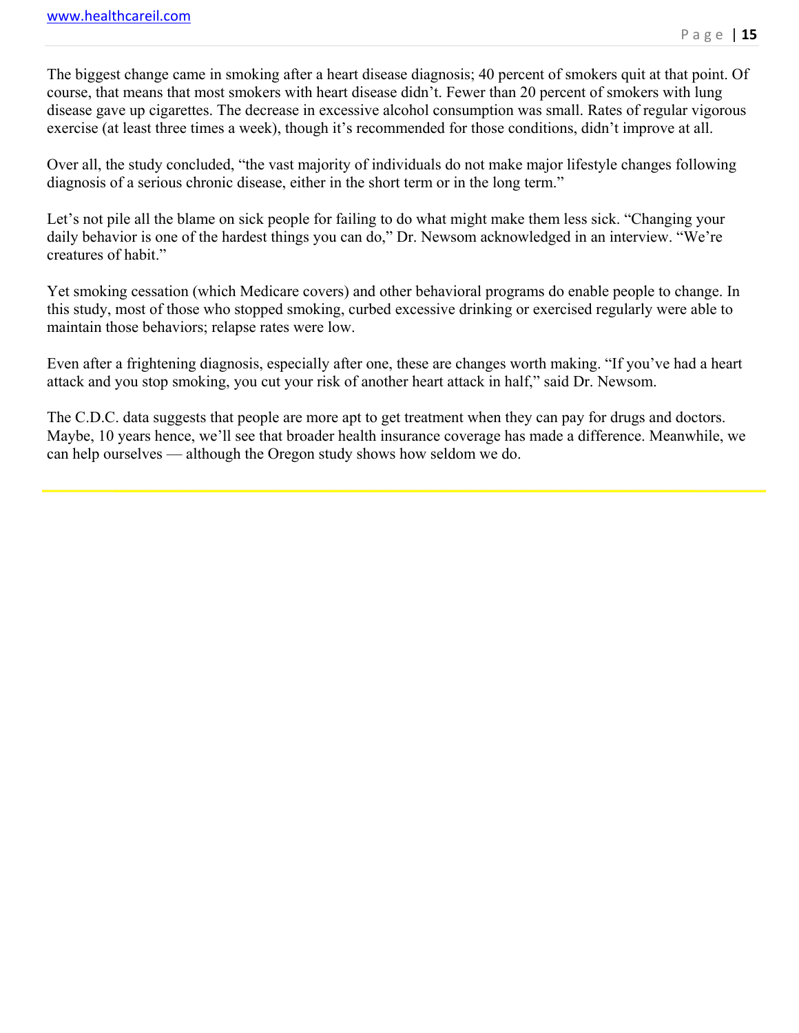The biggest change came in smoking after a heart disease diagnosis; 40 percent of smokers quit at that point. Of course, that means that most smokers with heart disease didn't. Fewer than 20 percent of smokers with lung disease gave up cigarettes. The decrease in excessive alcohol consumption was small. Rates of regular vigorous exercise (at least three times a week), though it's recommended for those conditions, didn't improve at all.

Over all, the study concluded, "the vast majority of individuals do not make major lifestyle changes following diagnosis of a serious chronic disease, either in the short term or in the long term."

Let's not pile all the blame on sick people for failing to do what might make them less sick. "Changing your daily behavior is one of the hardest things you can do," Dr. Newsom acknowledged in an interview. "We're creatures of habit."

Yet smoking cessation (which Medicare covers) and other behavioral programs do enable people to change. In this study, most of those who stopped smoking, curbed excessive drinking or exercised regularly were able to maintain those behaviors; relapse rates were low.

Even after a frightening diagnosis, especially after one, these are changes worth making. "If you've had a heart attack and you stop smoking, you cut your risk of another heart attack in half," said Dr. Newsom.

The C.D.C. data suggests that people are more apt to get treatment when they can pay for drugs and doctors. Maybe, 10 years hence, we'll see that broader health insurance coverage has made a difference. Meanwhile, we can help ourselves — although the Oregon study shows how seldom we do.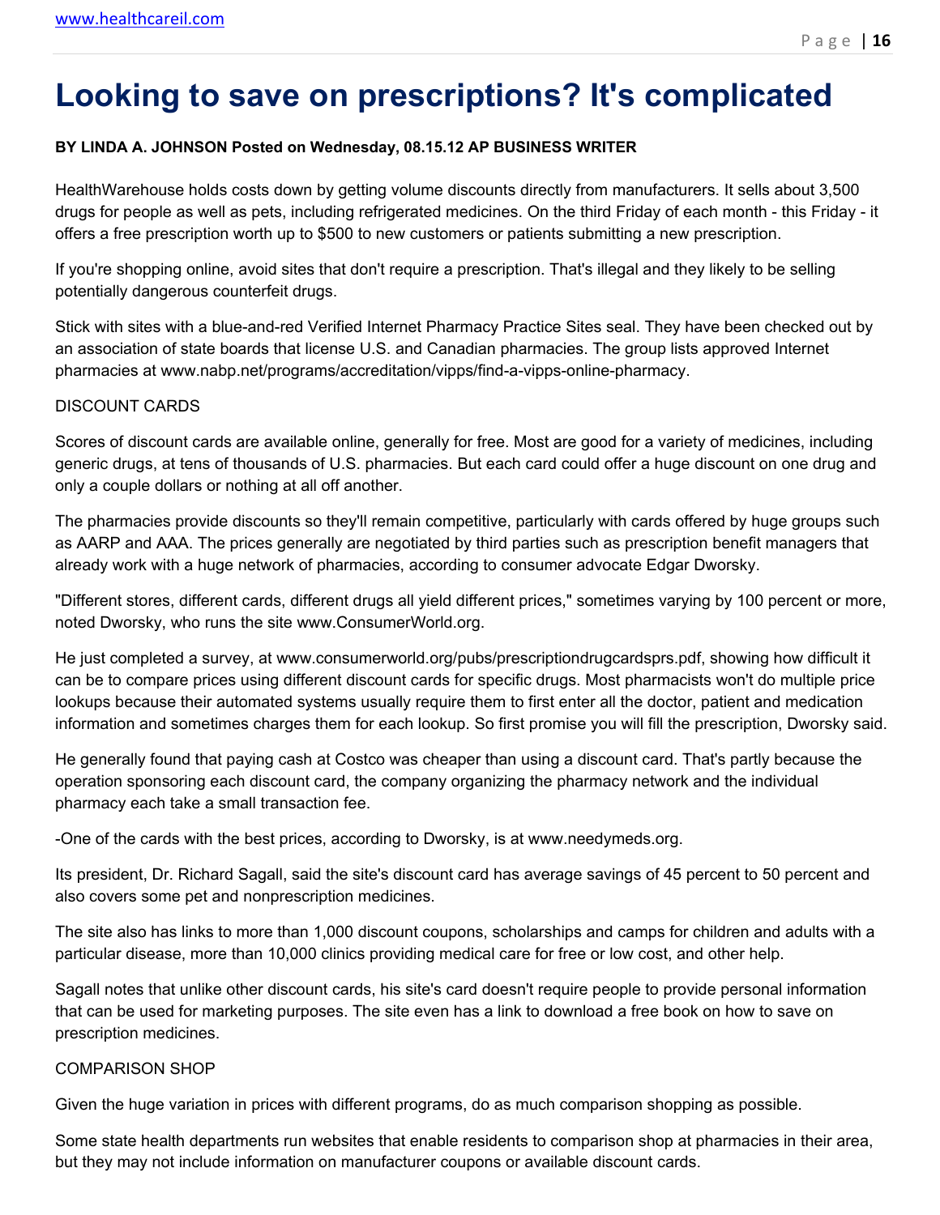# Looking to save on prescriptions? It's complicated

**BY LINDA A. JOHNSON Posted on Wednesday, 08.15.12 AP BUSINESS WRITER**

HealthWarehouse holds costs down by getting volume discounts directly from manufacturers. It sells about 3,500 drugs for people as well as pets, including refrigerated medicines. On the third Friday of each month - this Friday - it offers a free prescription worth up to $500 to new customers or patients submitting a new prescription.

If you're shopping online, avoid sites that don't require a prescription. That's illegal and they likely to be selling potentially dangerous counterfeit drugs.

Stick with sites with a blue-and-red Verified Internet Pharmacy Practice Sites seal. They have been checked out by an association of state boards that license U.S. and Canadian pharmacies. The group lists approved Internet pharmacies at www.nabp.net/programs/accreditation/vipps/find-a-vipps-online-pharmacy.

DISCOUNT CARDS

Scores of discount cards are available online, generally for free. Most are good for a variety of medicines, including generic drugs, at tens of thousands of U.S. pharmacies. But each card could offer a huge discount on one drug and only a couple dollars or nothing at all off another.

The pharmacies provide discounts so they'll remain competitive, particularly with cards offered by huge groups such as AARP and AAA. The prices generally are negotiated by third parties such as prescription benefit managers that already work with a huge network of pharmacies, according to consumer advocate Edgar Dworsky.

"Different stores, different cards, different drugs all yield different prices," sometimes varying by 100 percent or more, noted Dworsky, who runs the site www.ConsumerWorld.org.

He just completed a survey, at www.consumerworld.org/pubs/prescriptiondrugcardsprs.pdf, showing how difficult it can be to compare prices using different discount cards for specific drugs. Most pharmacists won't do multiple price lookups because their automated systems usually require them to first enter all the doctor, patient and medication information and sometimes charges them for each lookup. So first promise you will fill the prescription, Dworsky said.

He generally found that paying cash at Costco was cheaper than using a discount card. That's partly because the operation sponsoring each discount card, the company organizing the pharmacy network and the individual pharmacy each take a small transaction fee.

-One of the cards with the best prices, according to Dworsky, is at www.needymeds.org.

Its president, Dr. Richard Sagall, said the site's discount card has average savings of 45 percent to 50 percent and also covers some pet and nonprescription medicines.

The site also has links to more than 1,000 discount coupons, scholarships and camps for children and adults with a particular disease, more than 10,000 clinics providing medical care for free or low cost, and other help.

Sagall notes that unlike other discount cards, his site's card doesn't require people to provide personal information that can be used for marketing purposes. The site even has a link to download a free book on how to save on prescription medicines.

COMPARISON SHOP

Given the huge variation in prices with different programs, do as much comparison shopping as possible.

Some state health departments run websites that enable residents to comparison shop at pharmacies in their area, but they may not include information on manufacturer coupons or available discount cards.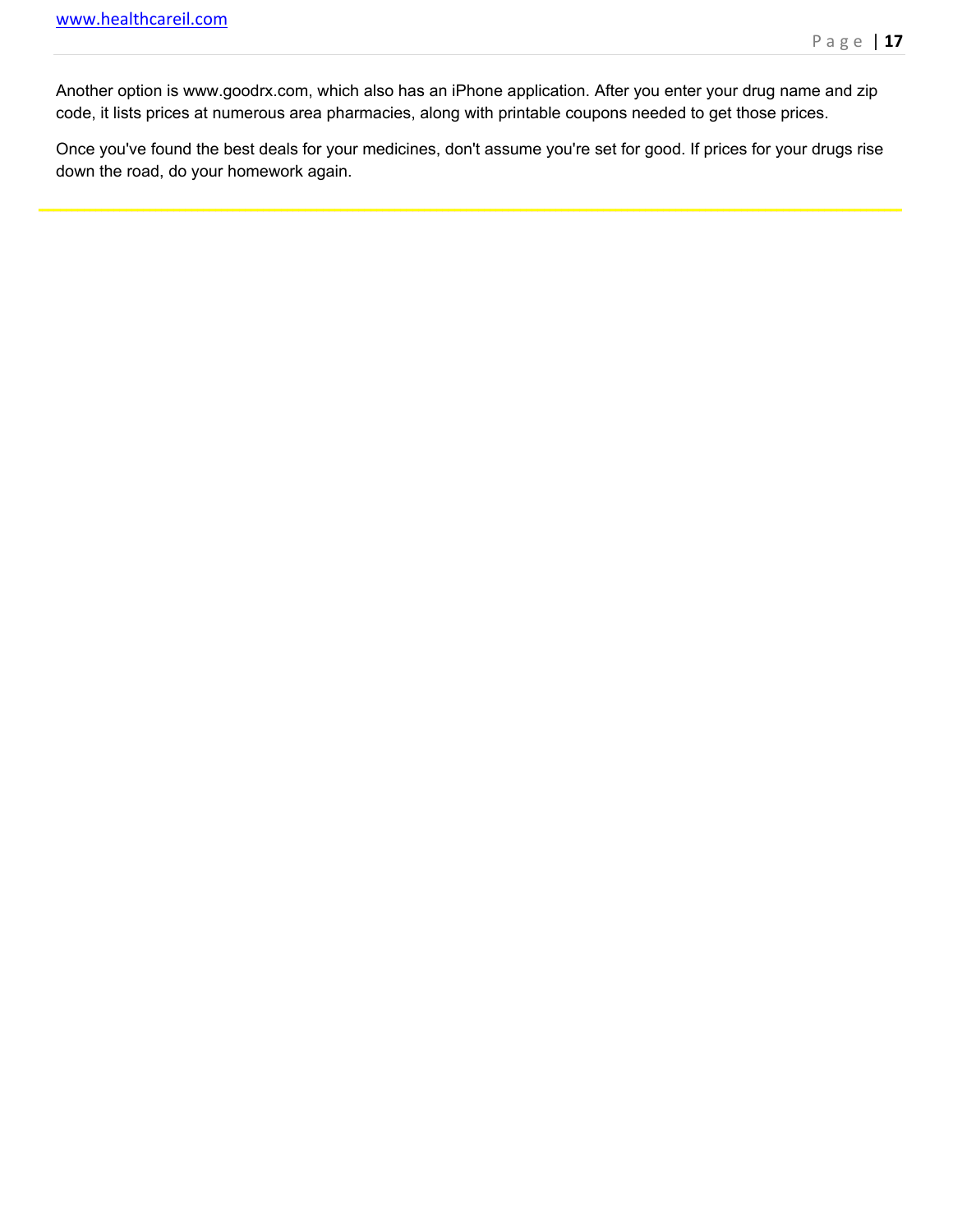Another option is www.goodrx.com, which also has an iPhone application. After you enter your drug name and zip code, it lists prices at numerous area pharmacies, along with printable coupons needed to get those prices.

Once you've found the best deals for your medicines, don't assume you're set for good. If prices for your drugs rise down the road, do your homework again.

---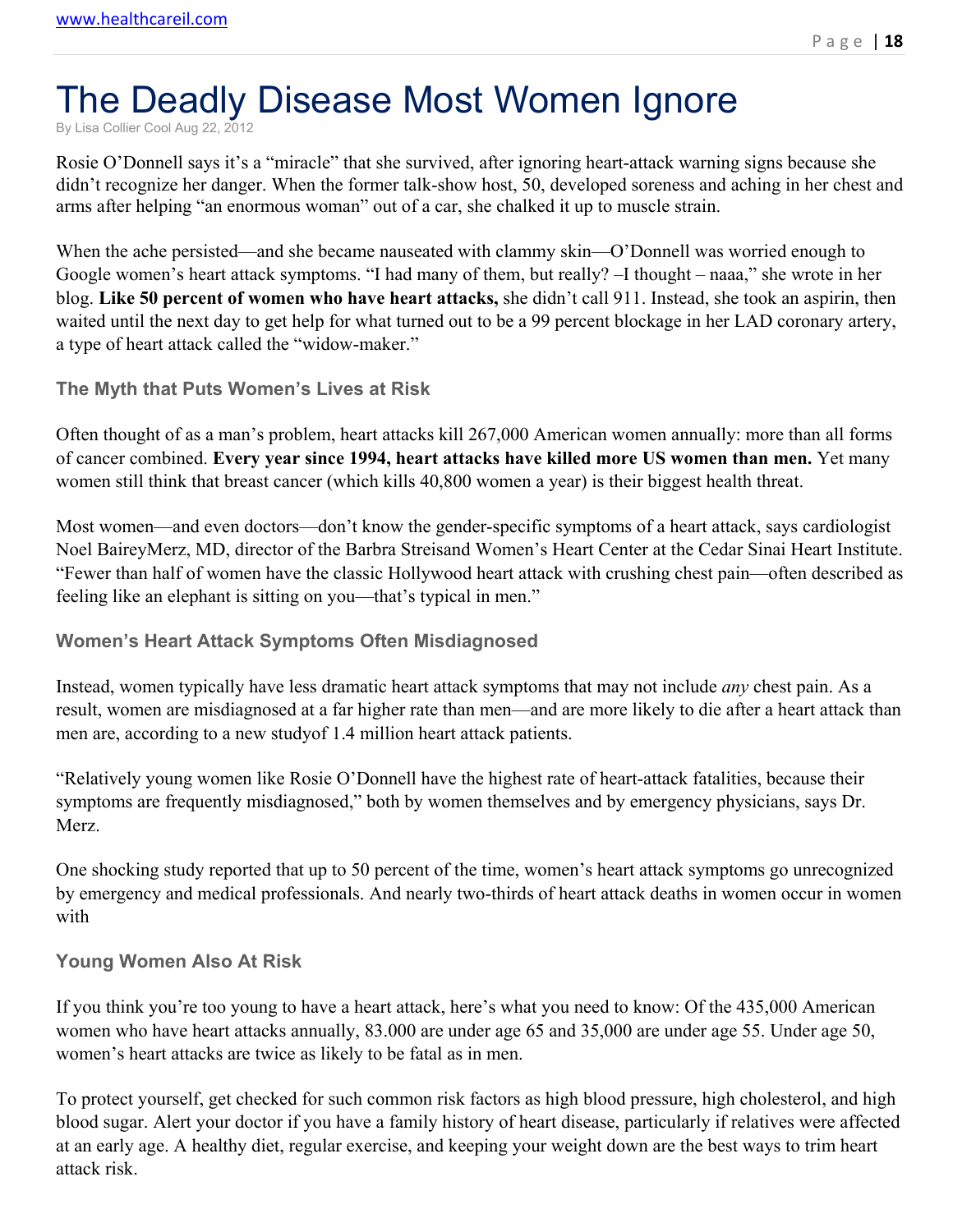# The Deadly Disease Most Women Ignore

By Lisa Collier Cool Aug 22, 2012

Rosie O'Donnell says it's a "miracle" that she survived, after ignoring heart-attack warning signs because she didn't recognize her danger. When the former talk-show host, 50, developed soreness and aching in her chest and arms after helping "an enormous woman" out of a car, she chalked it up to muscle strain.

When the ache persisted—and she became nauseated with clammy skin—O'Donnell was worried enough to Google women's heart attack symptoms. "I had many of them, but really? –I thought – naaa," she wrote in her blog. **Like 50 percent of women who have heart attacks,** she didn't call 911. Instead, she took an aspirin, then waited until the next day to get help for what turned out to be a 99 percent blockage in her LAD coronary artery, a type of heart attack called the "widow-maker."

### The Myth that Puts Women's Lives at Risk

Often thought of as a man's problem, heart attacks kill 267,000 American women annually: more than all forms of cancer combined. **Every year since 1994, heart attacks have killed more US women than men.** Yet many women still think that breast cancer (which kills 40,800 women a year) is their biggest health threat.

Most women—and even doctors—don't know the gender-specific symptoms of a heart attack, says cardiologist Noel BaireyMerz, MD, director of the Barbra Streisand Women's Heart Center at the Cedar Sinai Heart Institute. "Fewer than half of women have the classic Hollywood heart attack with crushing chest pain—often described as feeling like an elephant is sitting on you—that's typical in men."

### Women's Heart Attack Symptoms Often Misdiagnosed

Instead, women typically have less dramatic heart attack symptoms that may not include *any* chest pain. As a result, women are misdiagnosed at a far higher rate than men—and are more likely to die after a heart attack than men are, according to a new studyof 1.4 million heart attack patients.

"Relatively young women like Rosie O'Donnell have the highest rate of heart-attack fatalities, because their symptoms are frequently misdiagnosed," both by women themselves and by emergency physicians, says Dr. Merz.

One shocking study reported that up to 50 percent of the time, women's heart attack symptoms go unrecognized by emergency and medical professionals. And nearly two-thirds of heart attack deaths in women occur in women with

### Young Women Also At Risk

If you think you're too young to have a heart attack, here's what you need to know: Of the 435,000 American women who have heart attacks annually, 83.000 are under age 65 and 35,000 are under age 55. Under age 50, women's heart attacks are twice as likely to be fatal as in men.

To protect yourself, get checked for such common risk factors as high blood pressure, high cholesterol, and high blood sugar. Alert your doctor if you have a family history of heart disease, particularly if relatives were affected at an early age. A healthy diet, regular exercise, and keeping your weight down are the best ways to trim heart attack risk.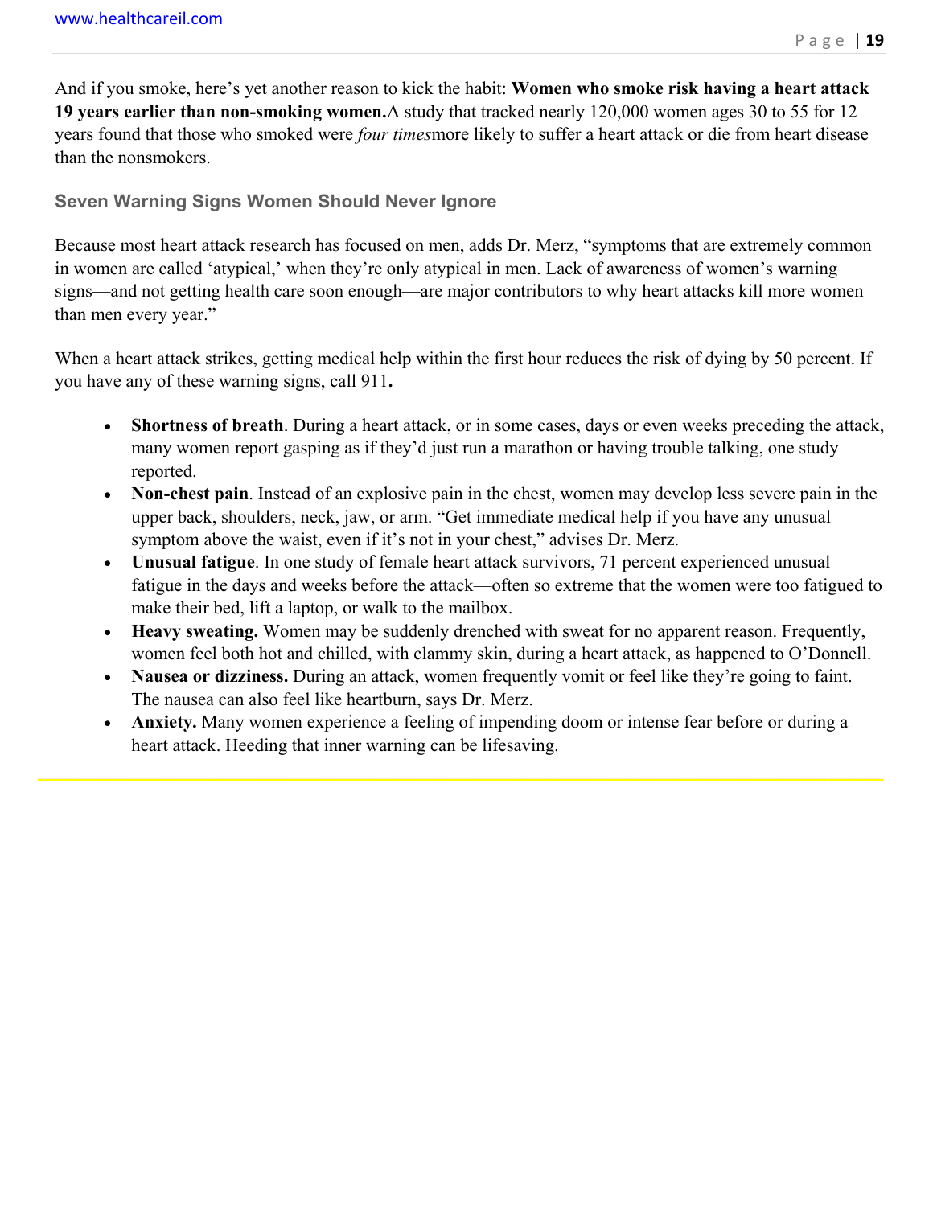And if you smoke, here's yet another reason to kick the habit: **Women who smoke risk having a heart attack 19 years earlier than non-smoking women.** A study that tracked nearly 120,000 women ages 30 to 55 for 12 years found that those who smoked were *four times* more likely to suffer a heart attack or die from heart disease than the nonsmokers.

### Seven Warning Signs Women Should Never Ignore

Because most heart attack research has focused on men, adds Dr. Merz, "symptoms that are extremely common in women are called 'atypical,' when they're only atypical in men. Lack of awareness of women's warning signs—and not getting health care soon enough—are major contributors to why heart attacks kill more women than men every year."

When a heart attack strikes, getting medical help within the first hour reduces the risk of dying by 50 percent. If you have any of these warning signs, call 911**.**

- **Shortness of breath**. During a heart attack, or in some cases, days or even weeks preceding the attack, many women report gasping as if they'd just run a marathon or having trouble talking, one study reported.
- **Non-chest pain**. Instead of an explosive pain in the chest, women may develop less severe pain in the upper back, shoulders, neck, jaw, or arm. "Get immediate medical help if you have any unusual symptom above the waist, even if it's not in your chest," advises Dr. Merz.
- **Unusual fatigue**. In one study of female heart attack survivors, 71 percent experienced unusual fatigue in the days and weeks before the attack—often so extreme that the women were too fatigued to make their bed, lift a laptop, or walk to the mailbox.
- **Heavy sweating.** Women may be suddenly drenched with sweat for no apparent reason. Frequently, women feel both hot and chilled, with clammy skin, during a heart attack, as happened to O'Donnell.
- **Nausea or dizziness.** During an attack, women frequently vomit or feel like they're going to faint. The nausea can also feel like heartburn, says Dr. Merz.
- **Anxiety.** Many women experience a feeling of impending doom or intense fear before or during a heart attack. Heeding that inner warning can be lifesaving.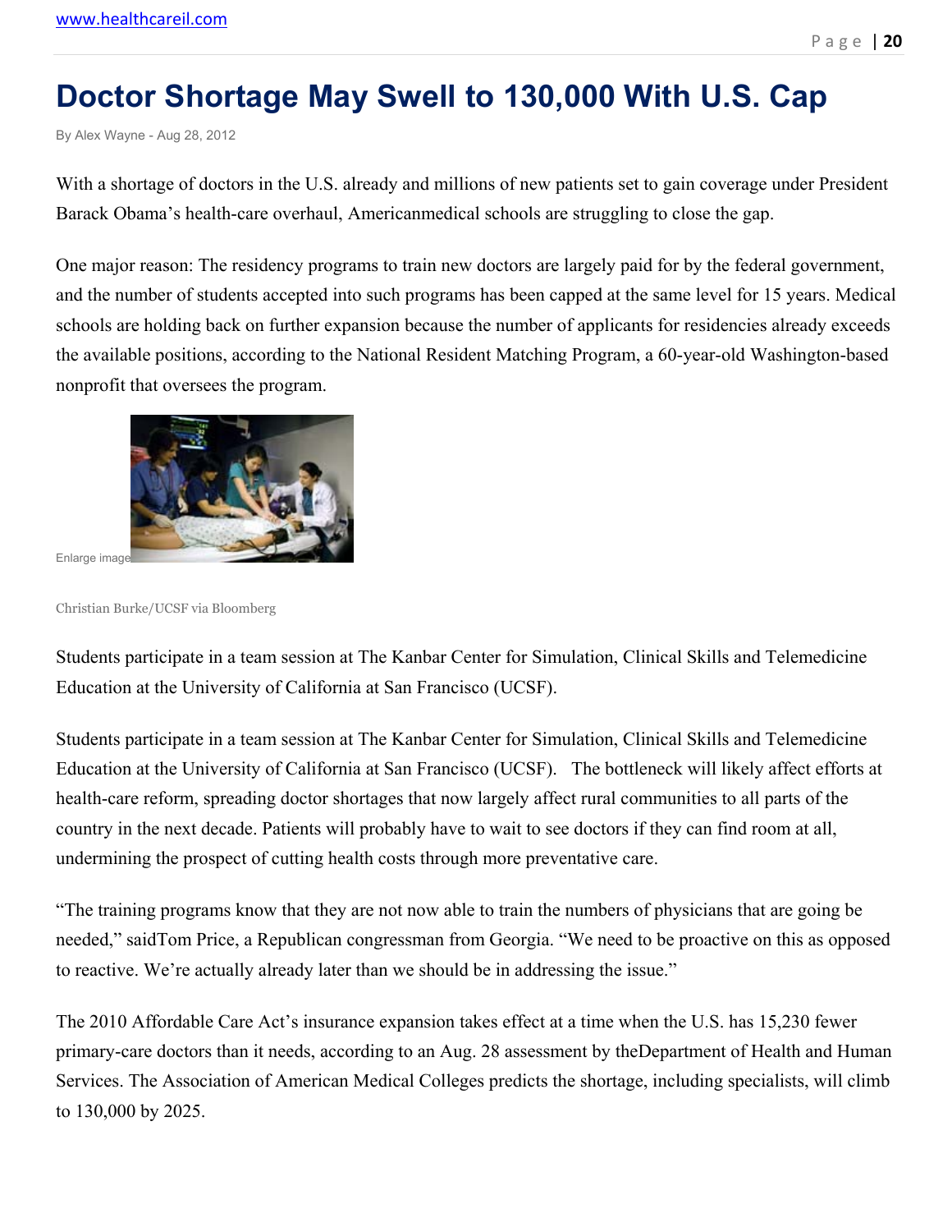# Doctor Shortage May Swell to 130,000 With U.S. Cap

By Alex Wayne - Aug 28, 2012

With a shortage of doctors in the U.S. already and millions of new patients set to gain coverage under President Barack Obama's health-care overhaul, Americanmedical schools are struggling to close the gap.

One major reason: The residency programs to train new doctors are largely paid for by the federal government, and the number of students accepted into such programs has been capped at the same level for 15 years. Medical schools are holding back on further expansion because the number of applicants for residencies already exceeds the available positions, according to the National Resident Matching Program, a 60-year-old Washington-based nonprofit that oversees the program.

Enlarge image

Christian Burke/UCSF via Bloomberg

Students participate in a team session at The Kanbar Center for Simulation, Clinical Skills and Telemedicine Education at the University of California at San Francisco (UCSF).

Students participate in a team session at The Kanbar Center for Simulation, Clinical Skills and Telemedicine Education at the University of California at San Francisco (UCSF). The bottleneck will likely affect efforts at health-care reform, spreading doctor shortages that now largely affect rural communities to all parts of the country in the next decade. Patients will probably have to wait to see doctors if they can find room at all, undermining the prospect of cutting health costs through more preventative care.

"The training programs know that they are not now able to train the numbers of physicians that are going be needed," saidTom Price, a Republican congressman from Georgia. "We need to be proactive on this as opposed to reactive. We're actually already later than we should be in addressing the issue."

The 2010 Affordable Care Act's insurance expansion takes effect at a time when the U.S. has 15,230 fewer primary-care doctors than it needs, according to an Aug. 28 assessment by theDepartment of Health and Human Services. The Association of American Medical Colleges predicts the shortage, including specialists, will climb to 130,000 by 2025.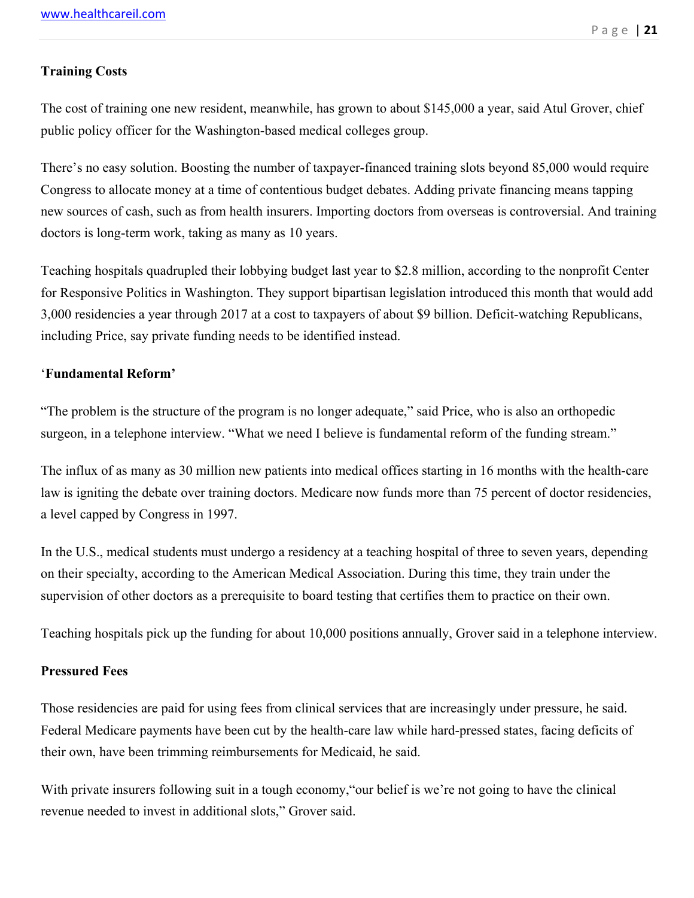**Training Costs**

The cost of training one new resident, meanwhile, has grown to about $145,000 a year, said Atul Grover, chief public policy officer for the Washington-based medical colleges group.

There's no easy solution. Boosting the number of taxpayer-financed training slots beyond 85,000 would require Congress to allocate money at a time of contentious budget debates. Adding private financing means tapping new sources of cash, such as from health insurers. Importing doctors from overseas is controversial. And training doctors is long-term work, taking as many as 10 years.

Teaching hospitals quadrupled their lobbying budget last year to $2.8 million, according to the nonprofit Center for Responsive Politics in Washington. They support bipartisan legislation introduced this month that would add 3,000 residencies a year through 2017 at a cost to taxpayers of about $9 billion. Deficit-watching Republicans, including Price, say private funding needs to be identified instead.

**'Fundamental Reform'**

"The problem is the structure of the program is no longer adequate," said Price, who is also an orthopedic surgeon, in a telephone interview. "What we need I believe is fundamental reform of the funding stream."

The influx of as many as 30 million new patients into medical offices starting in 16 months with the health-care law is igniting the debate over training doctors. Medicare now funds more than 75 percent of doctor residencies, a level capped by Congress in 1997.

In the U.S., medical students must undergo a residency at a teaching hospital of three to seven years, depending on their specialty, according to the American Medical Association. During this time, they train under the supervision of other doctors as a prerequisite to board testing that certifies them to practice on their own.

Teaching hospitals pick up the funding for about 10,000 positions annually, Grover said in a telephone interview.

**Pressured Fees**

Those residencies are paid for using fees from clinical services that are increasingly under pressure, he said. Federal Medicare payments have been cut by the health-care law while hard-pressed states, facing deficits of their own, have been trimming reimbursements for Medicaid, he said.

With private insurers following suit in a tough economy,"our belief is we're not going to have the clinical revenue needed to invest in additional slots," Grover said.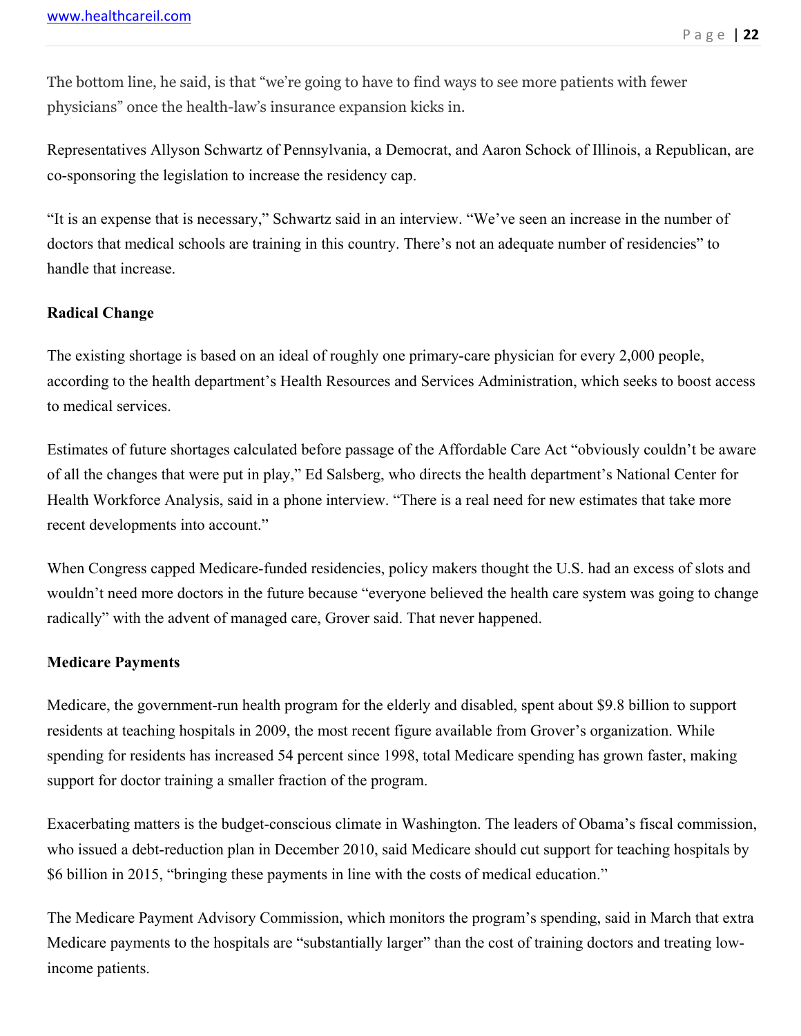The bottom line, he said, is that "we're going to have to find ways to see more patients with fewer physicians" once the health-law's insurance expansion kicks in.

Representatives Allyson Schwartz of Pennsylvania, a Democrat, and Aaron Schock of Illinois, a Republican, are co-sponsoring the legislation to increase the residency cap.

"It is an expense that is necessary," Schwartz said in an interview. "We've seen an increase in the number of doctors that medical schools are training in this country. There's not an adequate number of residencies" to handle that increase.

**Radical Change**

The existing shortage is based on an ideal of roughly one primary-care physician for every 2,000 people, according to the health department's Health Resources and Services Administration, which seeks to boost access to medical services.

Estimates of future shortages calculated before passage of the Affordable Care Act "obviously couldn't be aware of all the changes that were put in play," Ed Salsberg, who directs the health department's National Center for Health Workforce Analysis, said in a phone interview. "There is a real need for new estimates that take more recent developments into account."

When Congress capped Medicare-funded residencies, policy makers thought the U.S. had an excess of slots and wouldn't need more doctors in the future because "everyone believed the health care system was going to change radically" with the advent of managed care, Grover said. That never happened.

**Medicare Payments**

Medicare, the government-run health program for the elderly and disabled, spent about $9.8 billion to support residents at teaching hospitals in 2009, the most recent figure available from Grover's organization. While spending for residents has increased 54 percent since 1998, total Medicare spending has grown faster, making support for doctor training a smaller fraction of the program.

Exacerbating matters is the budget-conscious climate in Washington. The leaders of Obama's fiscal commission, who issued a debt-reduction plan in December 2010, said Medicare should cut support for teaching hospitals by $6 billion in 2015, "bringing these payments in line with the costs of medical education."

The Medicare Payment Advisory Commission, which monitors the program's spending, said in March that extra Medicare payments to the hospitals are "substantially larger" than the cost of training doctors and treating low-income patients.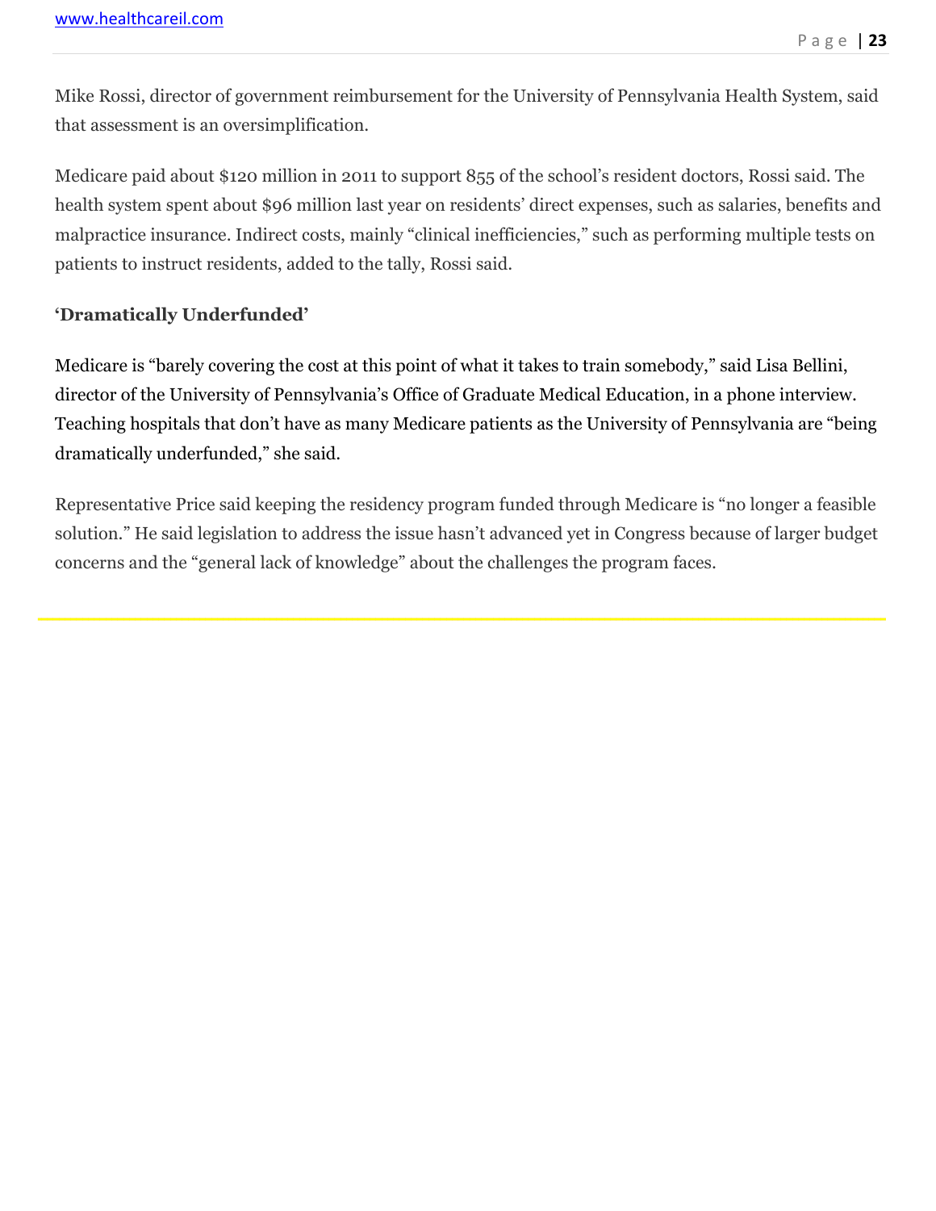Mike Rossi, director of government reimbursement for the University of Pennsylvania Health System, said that assessment is an oversimplification.

Medicare paid about $120 million in 2011 to support 855 of the school's resident doctors, Rossi said. The health system spent about $96 million last year on residents' direct expenses, such as salaries, benefits and malpractice insurance. Indirect costs, mainly "clinical inefficiencies," such as performing multiple tests on patients to instruct residents, added to the tally, Rossi said.

**'Dramatically Underfunded'**

Medicare is "barely covering the cost at this point of what it takes to train somebody," said Lisa Bellini, director of the University of Pennsylvania's Office of Graduate Medical Education, in a phone interview. Teaching hospitals that don't have as many Medicare patients as the University of Pennsylvania are "being dramatically underfunded," she said.

Representative Price said keeping the residency program funded through Medicare is "no longer a feasible solution." He said legislation to address the issue hasn't advanced yet in Congress because of larger budget concerns and the "general lack of knowledge" about the challenges the program faces.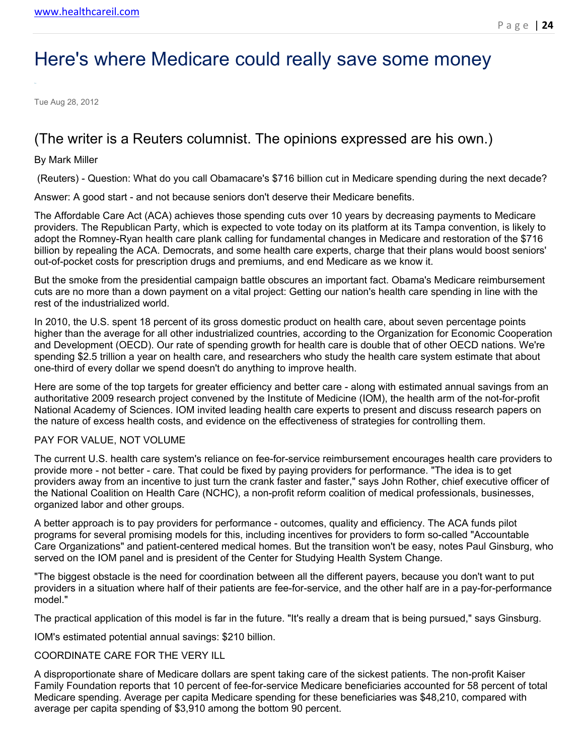# Here's where Medicare could really save some money

Tue Aug 28, 2012

## (The writer is a Reuters columnist. The opinions expressed are his own.)

By Mark Miller

(Reuters) - Question: What do you call Obamacare's $716 billion cut in Medicare spending during the next decade?

Answer: A good start - and not because seniors don't deserve their Medicare benefits.

The Affordable Care Act (ACA) achieves those spending cuts over 10 years by decreasing payments to Medicare providers. The Republican Party, which is expected to vote today on its platform at its Tampa convention, is likely to adopt the Romney-Ryan health care plank calling for fundamental changes in Medicare and restoration of the $716 billion by repealing the ACA. Democrats, and some health care experts, charge that their plans would boost seniors' out-of-pocket costs for prescription drugs and premiums, and end Medicare as we know it.

But the smoke from the presidential campaign battle obscures an important fact. Obama's Medicare reimbursement cuts are no more than a down payment on a vital project: Getting our nation's health care spending in line with the rest of the industrialized world.

In 2010, the U.S. spent 18 percent of its gross domestic product on health care, about seven percentage points higher than the average for all other industrialized countries, according to the Organization for Economic Cooperation and Development (OECD). Our rate of spending growth for health care is double that of other OECD nations. We're spending $2.5 trillion a year on health care, and researchers who study the health care system estimate that about one-third of every dollar we spend doesn't do anything to improve health.

Here are some of the top targets for greater efficiency and better care - along with estimated annual savings from an authoritative 2009 research project convened by the Institute of Medicine (IOM), the health arm of the not-for-profit National Academy of Sciences. IOM invited leading health care experts to present and discuss research papers on the nature of excess health costs, and evidence on the effectiveness of strategies for controlling them.

PAY FOR VALUE, NOT VOLUME

The current U.S. health care system's reliance on fee-for-service reimbursement encourages health care providers to provide more - not better - care. That could be fixed by paying providers for performance. "The idea is to get providers away from an incentive to just turn the crank faster and faster," says John Rother, chief executive officer of the National Coalition on Health Care (NCHC), a non-profit reform coalition of medical professionals, businesses, organized labor and other groups.

A better approach is to pay providers for performance - outcomes, quality and efficiency. The ACA funds pilot programs for several promising models for this, including incentives for providers to form so-called "Accountable Care Organizations" and patient-centered medical homes. But the transition won't be easy, notes Paul Ginsburg, who served on the IOM panel and is president of the Center for Studying Health System Change.

"The biggest obstacle is the need for coordination between all the different payers, because you don't want to put providers in a situation where half of their patients are fee-for-service, and the other half are in a pay-for-performance model."

The practical application of this model is far in the future. "It's really a dream that is being pursued," says Ginsburg.

IOM's estimated potential annual savings: $210 billion.

COORDINATE CARE FOR THE VERY ILL

A disproportionate share of Medicare dollars are spent taking care of the sickest patients. The non-profit Kaiser Family Foundation reports that 10 percent of fee-for-service Medicare beneficiaries accounted for 58 percent of total Medicare spending. Average per capita Medicare spending for these beneficiaries was $48,210, compared with average per capita spending of $3,910 among the bottom 90 percent.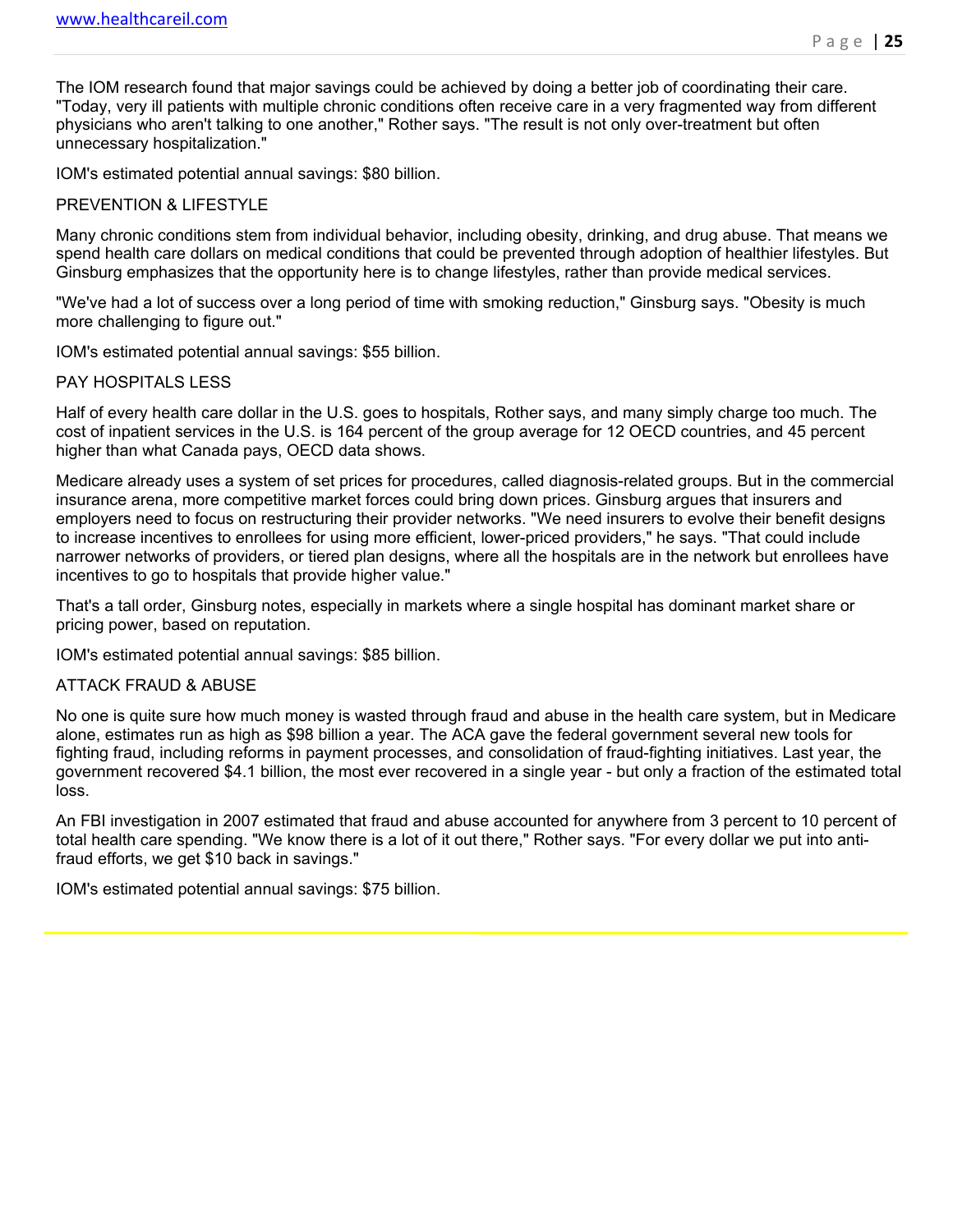The IOM research found that major savings could be achieved by doing a better job of coordinating their care. "Today, very ill patients with multiple chronic conditions often receive care in a very fragmented way from different physicians who aren't talking to one another," Rother says. "The result is not only over-treatment but often unnecessary hospitalization."

IOM's estimated potential annual savings: $80 billion.

## PREVENTION & LIFESTYLE

Many chronic conditions stem from individual behavior, including obesity, drinking, and drug abuse. That means we spend health care dollars on medical conditions that could be prevented through adoption of healthier lifestyles. But Ginsburg emphasizes that the opportunity here is to change lifestyles, rather than provide medical services.

"We've had a lot of success over a long period of time with smoking reduction," Ginsburg says. "Obesity is much more challenging to figure out."

IOM's estimated potential annual savings: $55 billion.

## PAY HOSPITALS LESS

Half of every health care dollar in the U.S. goes to hospitals, Rother says, and many simply charge too much. The cost of inpatient services in the U.S. is 164 percent of the group average for 12 OECD countries, and 45 percent higher than what Canada pays, OECD data shows.

Medicare already uses a system of set prices for procedures, called diagnosis-related groups. But in the commercial insurance arena, more competitive market forces could bring down prices. Ginsburg argues that insurers and employers need to focus on restructuring their provider networks. "We need insurers to evolve their benefit designs to increase incentives to enrollees for using more efficient, lower-priced providers," he says. "That could include narrower networks of providers, or tiered plan designs, where all the hospitals are in the network but enrollees have incentives to go to hospitals that provide higher value."

That's a tall order, Ginsburg notes, especially in markets where a single hospital has dominant market share or pricing power, based on reputation.

IOM's estimated potential annual savings: $85 billion.

## ATTACK FRAUD & ABUSE

No one is quite sure how much money is wasted through fraud and abuse in the health care system, but in Medicare alone, estimates run as high as $98 billion a year. The ACA gave the federal government several new tools for fighting fraud, including reforms in payment processes, and consolidation of fraud-fighting initiatives. Last year, the government recovered $4.1 billion, the most ever recovered in a single year - but only a fraction of the estimated total loss.

An FBI investigation in 2007 estimated that fraud and abuse accounted for anywhere from 3 percent to 10 percent of total health care spending. "We know there is a lot of it out there," Rother says. "For every dollar we put into anti-fraud efforts, we get $10 back in savings."

IOM's estimated potential annual savings: $75 billion.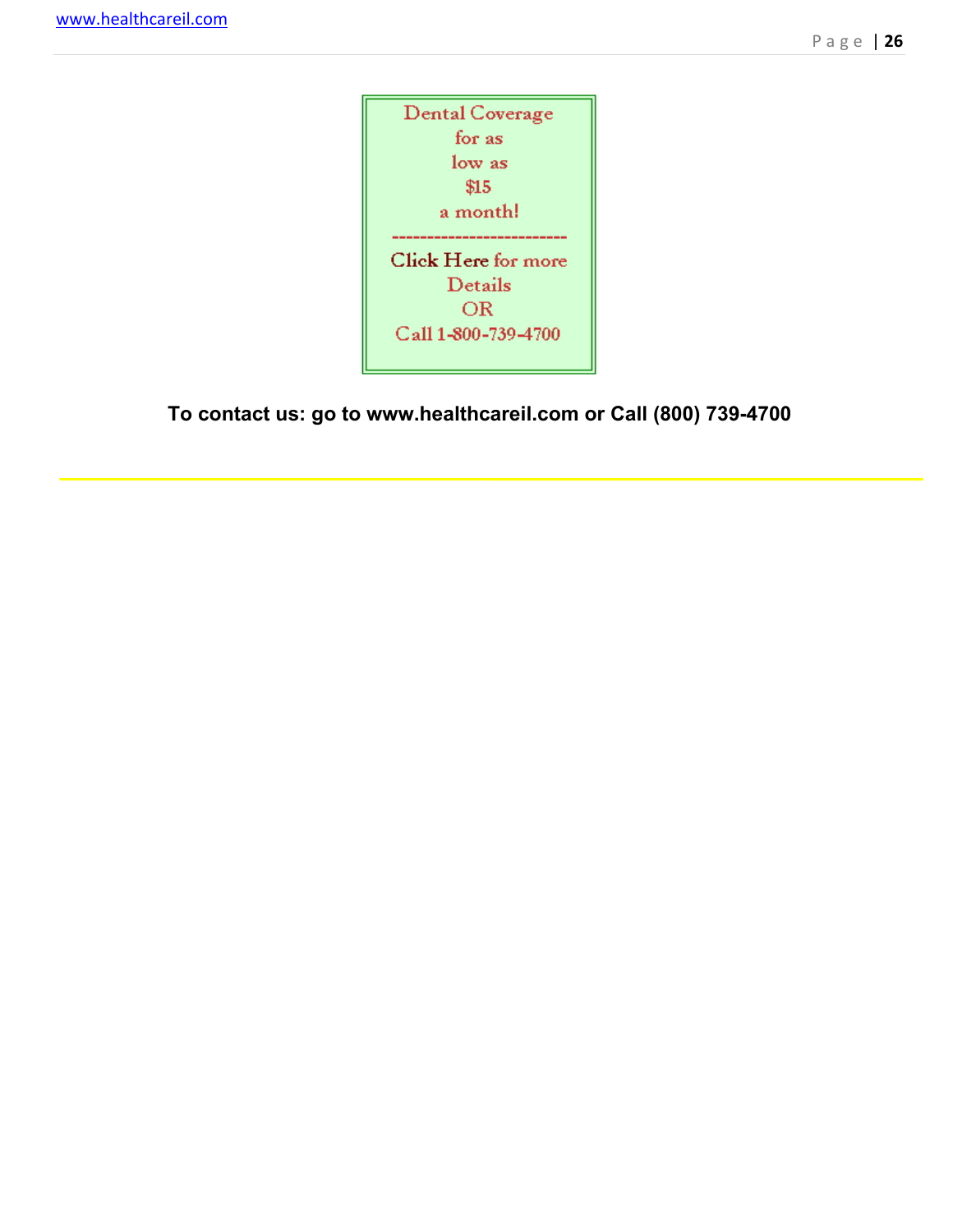Dental Coverage
for as
low as
$15
a month!

-------------------------

Click Here for more
Details
OR
Call 1-800-739-4700

**To contact us: go to www.healthcareil.com or Call (800) 739-4700**